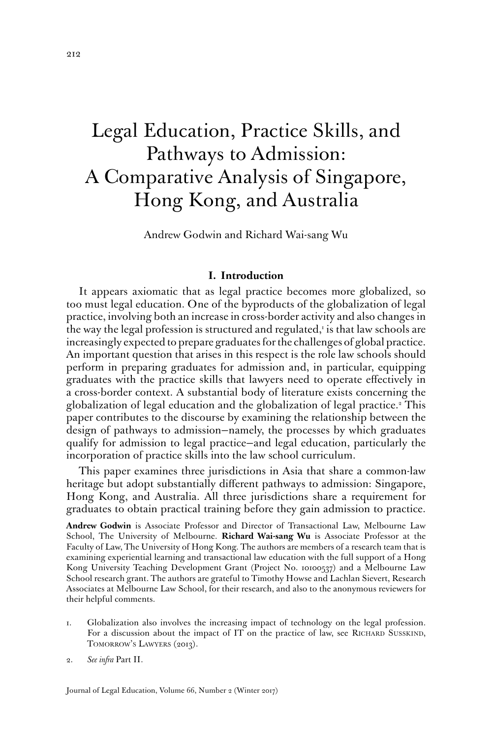# Legal Education, Practice Skills, and Pathways to Admission: A Comparative Analysis of Singapore, Hong Kong, and Australia

Andrew Godwin and Richard Wai-sang Wu

## I. Introduction

It appears axiomatic that as legal practice becomes more globalized, so too must legal education. One of the byproducts of the globalization of legal practice, involving both an increase in cross-border activity and also changes in the way the legal profession is structured and regulated,[1] is that law schools are increasingly expected to prepare graduates for the challenges of global practice. An important question that arises in this respect is the role law schools should perform in preparing graduates for admission and, in particular, equipping graduates with the practice skills that lawyers need to operate effectively in a cross-border context. A substantial body of literature exists concerning the globalization of legal education and the globalization of legal practice.[2] This paper contributes to the discourse by examining the relationship between the design of pathways to admission—namely, the processes by which graduates qualify for admission to legal practice—and legal education, particularly the incorporation of practice skills into the law school curriculum.

This paper examines three jurisdictions in Asia that share a common-law heritage but adopt substantially different pathways to admission: Singapore, Hong Kong, and Australia. All three jurisdictions share a requirement for graduates to obtain practical training before they gain admission to practice.

**Andrew Godwin** is Associate Professor and Director of Transactional Law, Melbourne Law School, The University of Melbourne. **Richard Wai-sang Wu** is Associate Professor at the Faculty of Law, The University of Hong Kong. The authors are members of a research team that is examining experiential learning and transactional law education with the full support of a Hong Kong University Teaching Development Grant (Project No. 10100537) and a Melbourne Law School research grant. The authors are grateful to Timothy Howse and Lachlan Sievert, Research Associates at Melbourne Law School, for their research, and also to the anonymous reviewers for their helpful comments.

1. Globalization also involves the increasing impact of technology on the legal profession. For a discussion about the impact of IT on the practice of law, see Richard Susskind, Tomorrow's Lawyers (2013).

2. *See infra* Part II.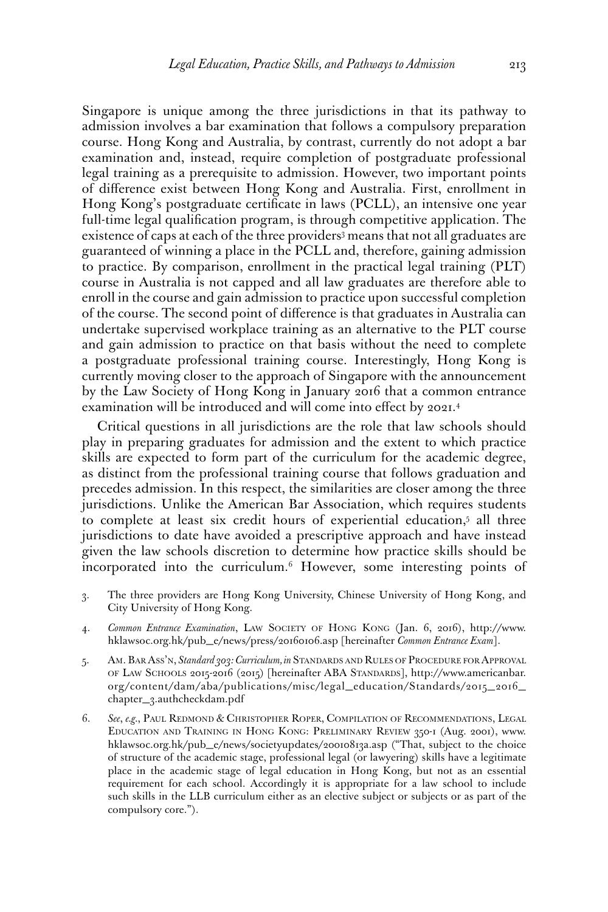Singapore is unique among the three jurisdictions in that its pathway to admission involves a bar examination that follows a compulsory preparation course. Hong Kong and Australia, by contrast, currently do not adopt a bar examination and, instead, require completion of postgraduate professional legal training as a prerequisite to admission. However, two important points of difference exist between Hong Kong and Australia. First, enrollment in Hong Kong's postgraduate certificate in laws (PCLL), an intensive one year full-time legal qualification program, is through competitive application. The existence of caps at each of the three providers[3] means that not all graduates are guaranteed of winning a place in the PCLL and, therefore, gaining admission to practice. By comparison, enrollment in the practical legal training (PLT) course in Australia is not capped and all law graduates are therefore able to enroll in the course and gain admission to practice upon successful completion of the course. The second point of difference is that graduates in Australia can undertake supervised workplace training as an alternative to the PLT course and gain admission to practice on that basis without the need to complete a postgraduate professional training course. Interestingly, Hong Kong is currently moving closer to the approach of Singapore with the announcement by the Law Society of Hong Kong in January 2016 that a common entrance examination will be introduced and will come into effect by 2021.[4]

Critical questions in all jurisdictions are the role that law schools should play in preparing graduates for admission and the extent to which practice skills are expected to form part of the curriculum for the academic degree, as distinct from the professional training course that follows graduation and precedes admission. In this respect, the similarities are closer among the three jurisdictions. Unlike the American Bar Association, which requires students to complete at least six credit hours of experiential education,[5] all three jurisdictions to date have avoided a prescriptive approach and have instead given the law schools discretion to determine how practice skills should be incorporated into the curriculum.[6] However, some interesting points of

3. The three providers are Hong Kong University, Chinese University of Hong Kong, and City University of Hong Kong.

4. *Common Entrance Examination*, Law Society of Hong Kong (Jan. 6, 2016), http://www.hklawsoc.org.hk/pub_e/news/press/20160106.asp [hereinafter *Common Entrance Exam*].

5. Am. Bar Ass'n, *Standard 303: Curriculum*, *in* Standards and Rules of Procedure for Approval of Law Schools 2015-2016 (2015) [hereinafter ABA Standards], http://www.americanbar.org/content/dam/aba/publications/misc/legal_education/Standards/2015_2016_chapter_3.authcheckdam.pdf

6. *See*, *e.g.*, Paul Redmond & Christopher Roper, Compilation of Recommendations, Legal Education and Training in Hong Kong: Preliminary Review 350-1 (Aug. 2001), www.hklawsoc.org.hk/pub_e/news/societyupdates/20010813a.asp ("That, subject to the choice of structure of the academic stage, professional legal (or lawyering) skills have a legitimate place in the academic stage of legal education in Hong Kong, but not as an essential requirement for each school. Accordingly it is appropriate for a law school to include such skills in the LLB curriculum either as an elective subject or subjects or as part of the compulsory core.").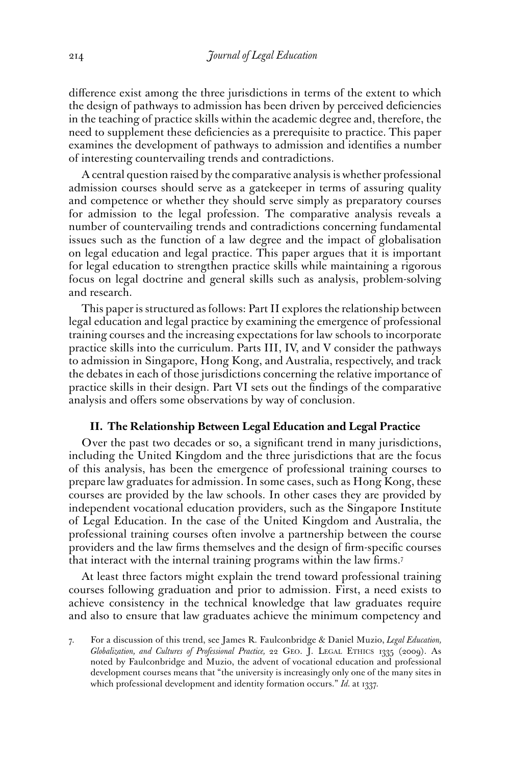difference exist among the three jurisdictions in terms of the extent to which the design of pathways to admission has been driven by perceived deficiencies in the teaching of practice skills within the academic degree and, therefore, the need to supplement these deficiencies as a prerequisite to practice. This paper examines the development of pathways to admission and identifies a number of interesting countervailing trends and contradictions.

A central question raised by the comparative analysis is whether professional admission courses should serve as a gatekeeper in terms of assuring quality and competence or whether they should serve simply as preparatory courses for admission to the legal profession. The comparative analysis reveals a number of countervailing trends and contradictions concerning fundamental issues such as the function of a law degree and the impact of globalisation on legal education and legal practice. This paper argues that it is important for legal education to strengthen practice skills while maintaining a rigorous focus on legal doctrine and general skills such as analysis, problem-solving and research.

This paper is structured as follows: Part II explores the relationship between legal education and legal practice by examining the emergence of professional training courses and the increasing expectations for law schools to incorporate practice skills into the curriculum. Parts III, IV, and V consider the pathways to admission in Singapore, Hong Kong, and Australia, respectively, and track the debates in each of those jurisdictions concerning the relative importance of practice skills in their design. Part VI sets out the findings of the comparative analysis and offers some observations by way of conclusion.

## II. The Relationship Between Legal Education and Legal Practice

Over the past two decades or so, a significant trend in many jurisdictions, including the United Kingdom and the three jurisdictions that are the focus of this analysis, has been the emergence of professional training courses to prepare law graduates for admission. In some cases, such as Hong Kong, these courses are provided by the law schools. In other cases they are provided by independent vocational education providers, such as the Singapore Institute of Legal Education. In the case of the United Kingdom and Australia, the professional training courses often involve a partnership between the course providers and the law firms themselves and the design of firm-specific courses that interact with the internal training programs within the law firms.[7]

At least three factors might explain the trend toward professional training courses following graduation and prior to admission. First, a need exists to achieve consistency in the technical knowledge that law graduates require and also to ensure that law graduates achieve the minimum competency and

7. For a discussion of this trend, see James R. Faulconbridge & Daniel Muzio, *Legal Education, Globalization, and Cultures of Professional Practice,* 22 Geo. J. Legal Ethics 1335 (2009). As noted by Faulconbridge and Muzio, the advent of vocational education and professional development courses means that "the university is increasingly only one of the many sites in which professional development and identity formation occurs." *Id.* at 1337.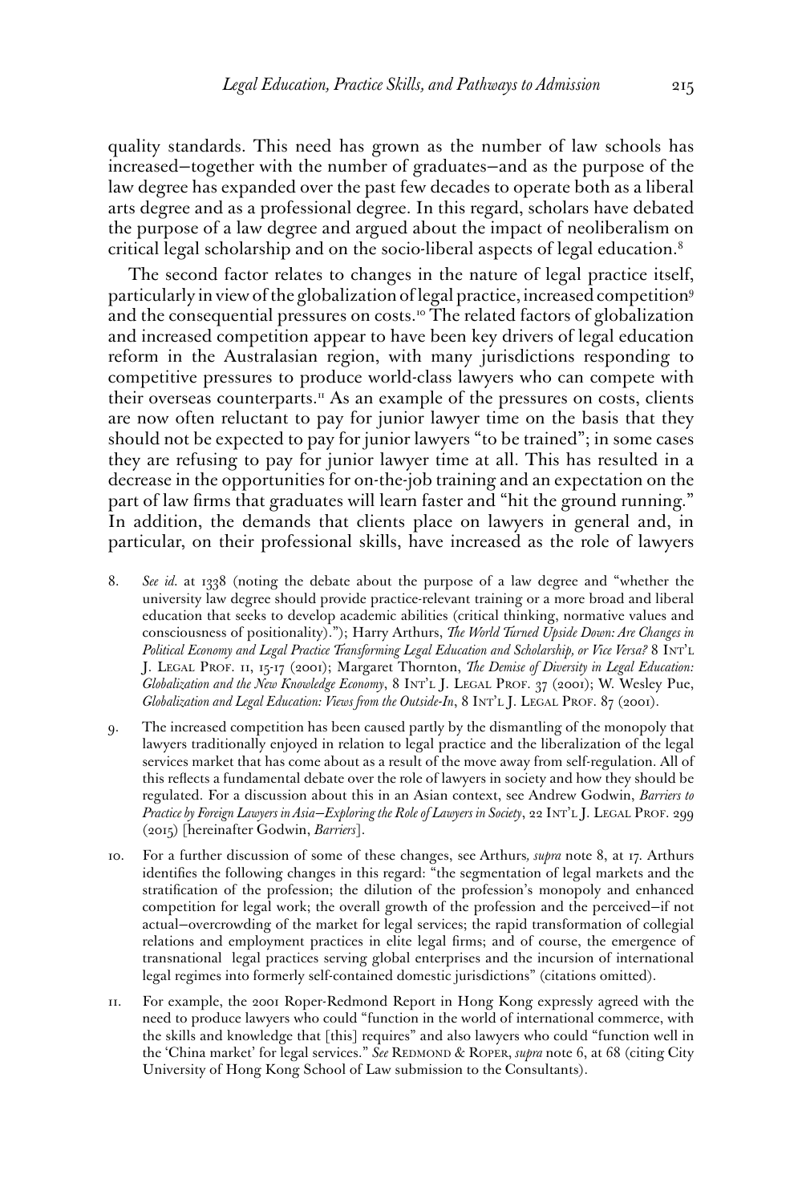quality standards. This need has grown as the number of law schools has increased—together with the number of graduates—and as the purpose of the law degree has expanded over the past few decades to operate both as a liberal arts degree and as a professional degree. In this regard, scholars have debated the purpose of a law degree and argued about the impact of neoliberalism on critical legal scholarship and on the socio-liberal aspects of legal education.[8]

The second factor relates to changes in the nature of legal practice itself, particularly in view of the globalization of legal practice, increased competition[9] and the consequential pressures on costs.[10] The related factors of globalization and increased competition appear to have been key drivers of legal education reform in the Australasian region, with many jurisdictions responding to competitive pressures to produce world-class lawyers who can compete with their overseas counterparts.[11] As an example of the pressures on costs, clients are now often reluctant to pay for junior lawyer time on the basis that they should not be expected to pay for junior lawyers "to be trained"; in some cases they are refusing to pay for junior lawyer time at all. This has resulted in a decrease in the opportunities for on-the-job training and an expectation on the part of law firms that graduates will learn faster and "hit the ground running." In addition, the demands that clients place on lawyers in general and, in particular, on their professional skills, have increased as the role of lawyers

8. *See id.* at 1338 (noting the debate about the purpose of a law degree and "whether the university law degree should provide practice-relevant training or a more broad and liberal education that seeks to develop academic abilities (critical thinking, normative values and consciousness of positionality)."); Harry Arthurs, *The World Turned Upside Down: Are Changes in Political Economy and Legal Practice Transforming Legal Education and Scholarship, or Vice Versa?* 8 INT'L J. LEGAL PROF. 11, 15-17 (2001); Margaret Thornton, *The Demise of Diversity in Legal Education: Globalization and the New Knowledge Economy*, 8 INT'L J. LEGAL PROF. 37 (2001); W. Wesley Pue, *Globalization and Legal Education: Views from the Outside-In*, 8 INT'L J. LEGAL PROF. 87 (2001).

9. The increased competition has been caused partly by the dismantling of the monopoly that lawyers traditionally enjoyed in relation to legal practice and the liberalization of the legal services market that has come about as a result of the move away from self-regulation. All of this reflects a fundamental debate over the role of lawyers in society and how they should be regulated. For a discussion about this in an Asian context, see Andrew Godwin, *Barriers to Practice by Foreign Lawyers in Asia—Exploring the Role of Lawyers in Society*, 22 INT'L J. LEGAL PROF. 299 (2015) [hereinafter Godwin, *Barriers*].

10. For a further discussion of some of these changes, see Arthurs*, supra* note 8, at 17. Arthurs identifies the following changes in this regard: "the segmentation of legal markets and the stratification of the profession; the dilution of the profession's monopoly and enhanced competition for legal work; the overall growth of the profession and the perceived—if not actual—overcrowding of the market for legal services; the rapid transformation of collegial relations and employment practices in elite legal firms; and of course, the emergence of transnational legal practices serving global enterprises and the incursion of international legal regimes into formerly self-contained domestic jurisdictions" (citations omitted).

11. For example, the 2001 Roper-Redmond Report in Hong Kong expressly agreed with the need to produce lawyers who could "function in the world of international commerce, with the skills and knowledge that [this] requires" and also lawyers who could "function well in the 'China market' for legal services." *See* REDMOND & ROPER, *supra* note 6, at 68 (citing City University of Hong Kong School of Law submission to the Consultants).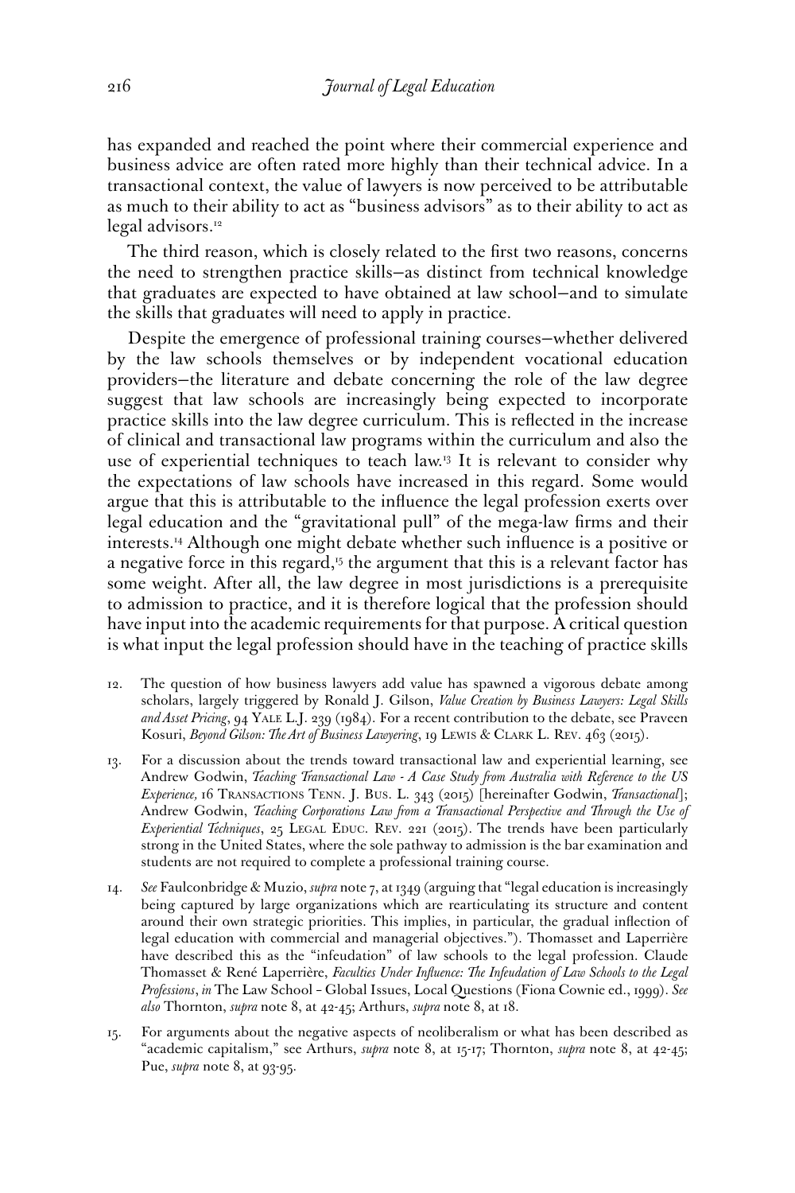has expanded and reached the point where their commercial experience and business advice are often rated more highly than their technical advice. In a transactional context, the value of lawyers is now perceived to be attributable as much to their ability to act as "business advisors" as to their ability to act as legal advisors.[12]

The third reason, which is closely related to the first two reasons, concerns the need to strengthen practice skills—as distinct from technical knowledge that graduates are expected to have obtained at law school—and to simulate the skills that graduates will need to apply in practice.

Despite the emergence of professional training courses—whether delivered by the law schools themselves or by independent vocational education providers—the literature and debate concerning the role of the law degree suggest that law schools are increasingly being expected to incorporate practice skills into the law degree curriculum. This is reflected in the increase of clinical and transactional law programs within the curriculum and also the use of experiential techniques to teach law.[13] It is relevant to consider why the expectations of law schools have increased in this regard. Some would argue that this is attributable to the influence the legal profession exerts over legal education and the "gravitational pull" of the mega-law firms and their interests.[14] Although one might debate whether such influence is a positive or a negative force in this regard,[15] the argument that this is a relevant factor has some weight. After all, the law degree in most jurisdictions is a prerequisite to admission to practice, and it is therefore logical that the profession should have input into the academic requirements for that purpose. A critical question is what input the legal profession should have in the teaching of practice skills

12. The question of how business lawyers add value has spawned a vigorous debate among scholars, largely triggered by Ronald J. Gilson, *Value Creation by Business Lawyers: Legal Skills and Asset Pricing*, 94 Yale L.J. 239 (1984). For a recent contribution to the debate, see Praveen Kosuri, *Beyond Gilson: The Art of Business Lawyering*, 19 Lewis & Clark L. Rev. 463 (2015).

13. For a discussion about the trends toward transactional law and experiential learning, see Andrew Godwin, *Teaching Transactional Law - A Case Study from Australia with Reference to the US Experience,* 16 Transactions Tenn. J. Bus. L. 343 (2015) [hereinafter Godwin, *Transactional*]; Andrew Godwin, *Teaching Corporations Law from a Transactional Perspective and Through the Use of Experiential Techniques*, 25 Legal Educ. Rev. 221 (2015). The trends have been particularly strong in the United States, where the sole pathway to admission is the bar examination and students are not required to complete a professional training course.

14. *See* Faulconbridge & Muzio, *supra* note 7, at 1349 (arguing that "legal education is increasingly being captured by large organizations which are rearticulating its structure and content around their own strategic priorities. This implies, in particular, the gradual inflection of legal education with commercial and managerial objectives."). Thomasset and Laperrière have described this as the "infeudation" of law schools to the legal profession. Claude Thomasset & René Laperrière, *Faculties Under Influence: The Infeudation of Law Schools to the Legal Professions*, *in* The Law School - Global Issues, Local Questions (Fiona Cownie ed., 1999). *See also* Thornton, *supra* note 8, at 42-45; Arthurs, *supra* note 8, at 18.

15. For arguments about the negative aspects of neoliberalism or what has been described as "academic capitalism," see Arthurs, *supra* note 8, at 15-17; Thornton, *supra* note 8, at 42-45; Pue, *supra* note 8, at 93-95.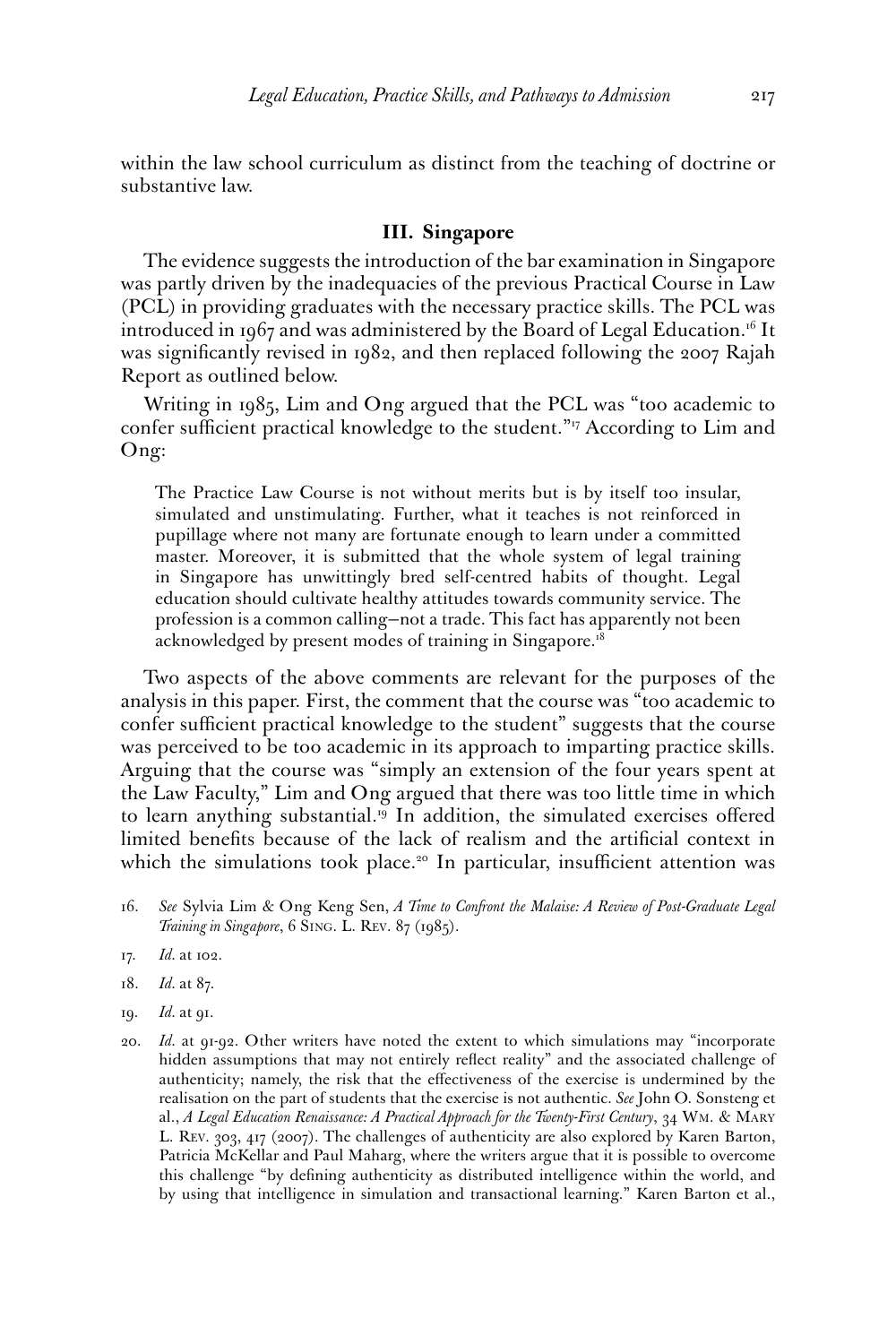within the law school curriculum as distinct from the teaching of doctrine or substantive law.

## III. Singapore

The evidence suggests the introduction of the bar examination in Singapore was partly driven by the inadequacies of the previous Practical Course in Law (PCL) in providing graduates with the necessary practice skills. The PCL was introduced in 1967 and was administered by the Board of Legal Education.[16] It was significantly revised in 1982, and then replaced following the 2007 Rajah Report as outlined below.

Writing in 1985, Lim and Ong argued that the PCL was "too academic to confer sufficient practical knowledge to the student."[17] According to Lim and Ong:

> The Practice Law Course is not without merits but is by itself too insular, simulated and unstimulating. Further, what it teaches is not reinforced in pupillage where not many are fortunate enough to learn under a committed master. Moreover, it is submitted that the whole system of legal training in Singapore has unwittingly bred self-centred habits of thought. Legal education should cultivate healthy attitudes towards community service. The profession is a common calling—not a trade. This fact has apparently not been acknowledged by present modes of training in Singapore.[18]

Two aspects of the above comments are relevant for the purposes of the analysis in this paper. First, the comment that the course was "too academic to confer sufficient practical knowledge to the student" suggests that the course was perceived to be too academic in its approach to imparting practice skills. Arguing that the course was "simply an extension of the four years spent at the Law Faculty," Lim and Ong argued that there was too little time in which to learn anything substantial.[19] In addition, the simulated exercises offered limited benefits because of the lack of realism and the artificial context in which the simulations took place.[20] In particular, insufficient attention was

16. *See* Sylvia Lim & Ong Keng Sen, *A Time to Confront the Malaise: A Review of Post-Graduate Legal Training in Singapore*, 6 Sing. L. Rev. 87 (1985).

17. *Id.* at 102.

18. *Id.* at 87.

19. *Id.* at 91.

20. *Id.* at 91-92. Other writers have noted the extent to which simulations may "incorporate hidden assumptions that may not entirely reflect reality" and the associated challenge of authenticity; namely, the risk that the effectiveness of the exercise is undermined by the realisation on the part of students that the exercise is not authentic. *See* John O. Sonsteng et al., *A Legal Education Renaissance: A Practical Approach for the Twenty-First Century*, 34 Wm. & Mary L. Rev. 303, 417 (2007). The challenges of authenticity are also explored by Karen Barton, Patricia McKellar and Paul Maharg, where the writers argue that it is possible to overcome this challenge "by defining authenticity as distributed intelligence within the world, and by using that intelligence in simulation and transactional learning." Karen Barton et al.,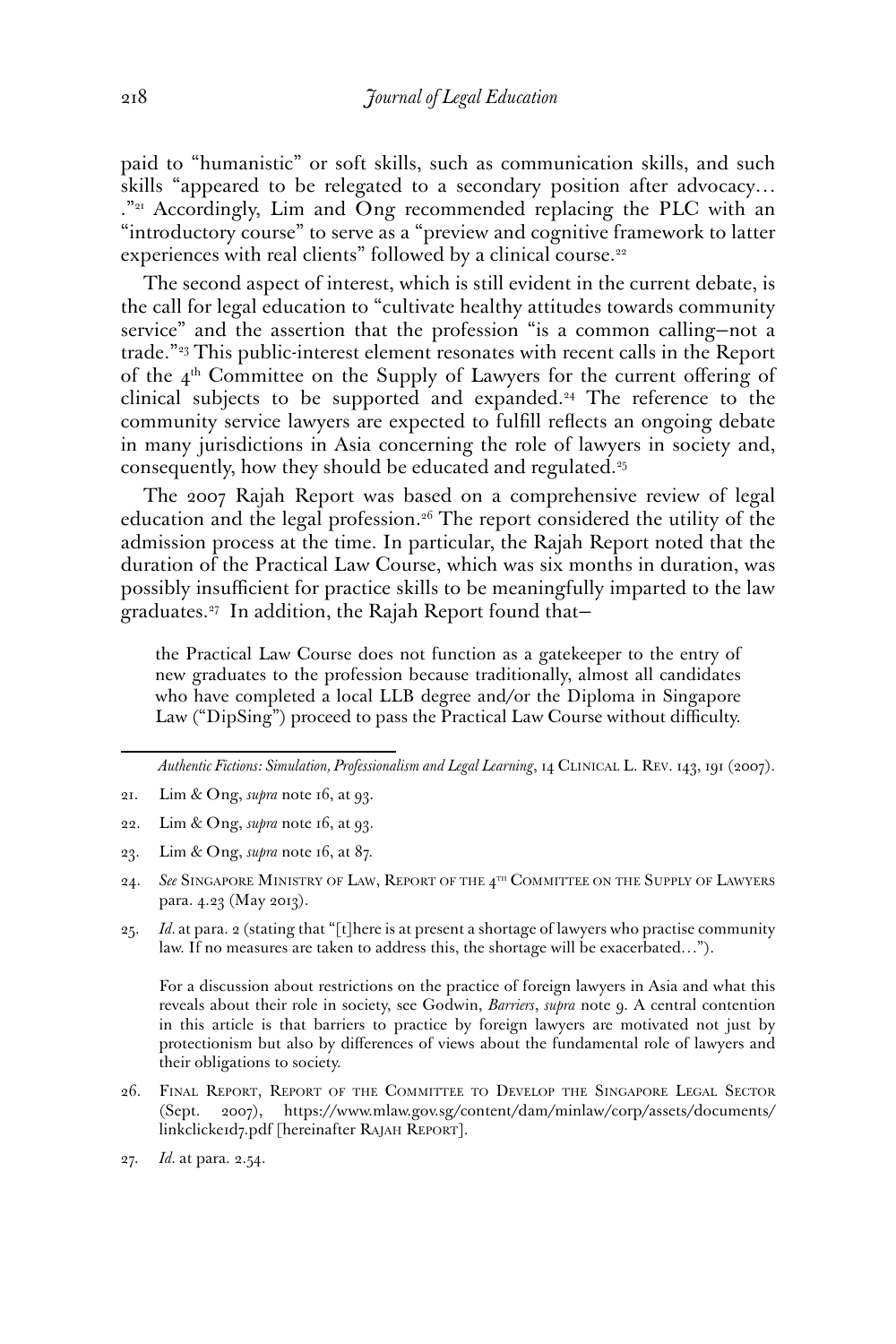paid to "humanistic" or soft skills, such as communication skills, and such skills "appeared to be relegated to a secondary position after advocacy… ."[21] Accordingly, Lim and Ong recommended replacing the PLC with an "introductory course" to serve as a "preview and cognitive framework to latter experiences with real clients" followed by a clinical course.[22]

The second aspect of interest, which is still evident in the current debate, is the call for legal education to "cultivate healthy attitudes towards community service" and the assertion that the profession "is a common calling—not a trade."[23] This public-interest element resonates with recent calls in the Report of the 4[th] Committee on the Supply of Lawyers for the current offering of clinical subjects to be supported and expanded.[24] The reference to the community service lawyers are expected to fulfill reflects an ongoing debate in many jurisdictions in Asia concerning the role of lawyers in society and, consequently, how they should be educated and regulated.[25]

The 2007 Rajah Report was based on a comprehensive review of legal education and the legal profession.[26] The report considered the utility of the admission process at the time. In particular, the Rajah Report noted that the duration of the Practical Law Course, which was six months in duration, was possibly insufficient for practice skills to be meaningfully imparted to the law graduates.[27] In addition, the Rajah Report found that—

> the Practical Law Course does not function as a gatekeeper to the entry of new graduates to the profession because traditionally, almost all candidates who have completed a local LLB degree and/or the Diploma in Singapore Law ("DipSing") proceed to pass the Practical Law Course without difficulty.

---

*Authentic Fictions: Simulation, Professionalism and Legal Learning*, 14 Clinical L. Rev. 143, 191 (2007).

21. Lim & Ong, *supra* note 16, at 93.

22. Lim & Ong, *supra* note 16, at 93.

23. Lim & Ong, *supra* note 16, at 87.

24. *See* Singapore Ministry of Law, Report of the 4[th] Committee on the Supply of Lawyers para. 4.23 (May 2013).

25. *Id.* at para. 2 (stating that "[t]here is at present a shortage of lawyers who practise community law. If no measures are taken to address this, the shortage will be exacerbated…").

    For a discussion about restrictions on the practice of foreign lawyers in Asia and what this reveals about their role in society, see Godwin, *Barriers*, *supra* note 9. A central contention in this article is that barriers to practice by foreign lawyers are motivated not just by protectionism but also by differences of views about the fundamental role of lawyers and their obligations to society.

26. Final Report, Report of the Committee to Develop the Singapore Legal Sector (Sept. 2007), https://www.mlaw.gov.sg/content/dam/minlaw/corp/assets/documents/linkclick1d7.pdf [hereinafter Rajah Report].

27. *Id.* at para. 2.54.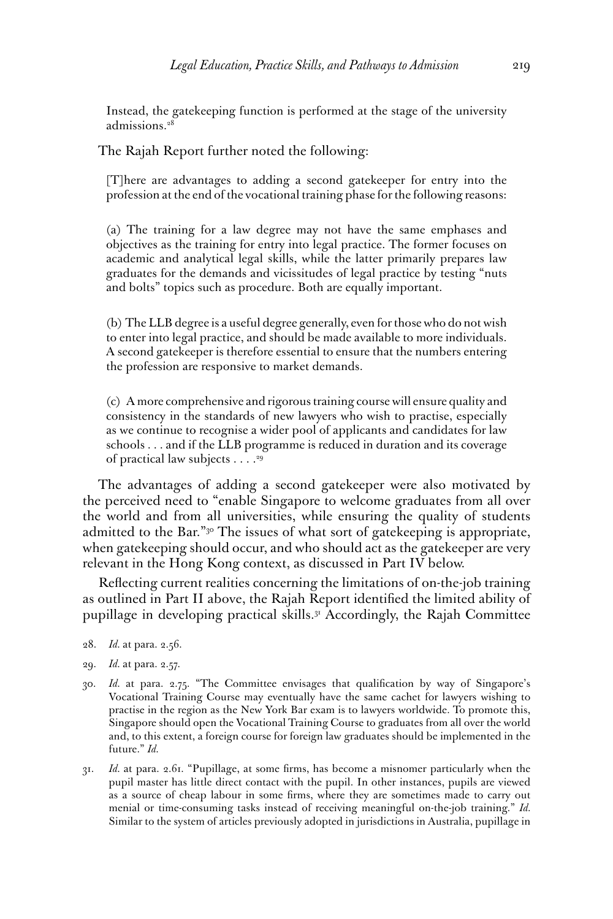Instead, the gatekeeping function is performed at the stage of the university admissions.[28]

The Rajah Report further noted the following:

> [T]here are advantages to adding a second gatekeeper for entry into the profession at the end of the vocational training phase for the following reasons:
>
> (a) The training for a law degree may not have the same emphases and objectives as the training for entry into legal practice. The former focuses on academic and analytical legal skills, while the latter primarily prepares law graduates for the demands and vicissitudes of legal practice by testing "nuts and bolts" topics such as procedure. Both are equally important.
>
> (b) The LLB degree is a useful degree generally, even for those who do not wish to enter into legal practice, and should be made available to more individuals. A second gatekeeper is therefore essential to ensure that the numbers entering the profession are responsive to market demands.
>
> (c) A more comprehensive and rigorous training course will ensure quality and consistency in the standards of new lawyers who wish to practise, especially as we continue to recognise a wider pool of applicants and candidates for law schools . . . and if the LLB programme is reduced in duration and its coverage of practical law subjects . . . .[29]

The advantages of adding a second gatekeeper were also motivated by the perceived need to "enable Singapore to welcome graduates from all over the world and from all universities, while ensuring the quality of students admitted to the Bar."[30] The issues of what sort of gatekeeping is appropriate, when gatekeeping should occur, and who should act as the gatekeeper are very relevant in the Hong Kong context, as discussed in Part IV below.

Reflecting current realities concerning the limitations of on-the-job training as outlined in Part II above, the Rajah Report identified the limited ability of pupillage in developing practical skills.[31] Accordingly, the Rajah Committee

28. *Id.* at para. 2.56.

29. *Id.* at para. 2.57.

30. *Id.* at para. 2.75. "The Committee envisages that qualification by way of Singapore's Vocational Training Course may eventually have the same cachet for lawyers wishing to practise in the region as the New York Bar exam is to lawyers worldwide. To promote this, Singapore should open the Vocational Training Course to graduates from all over the world and, to this extent, a foreign course for foreign law graduates should be implemented in the future." *Id.*

31. *Id.* at para. 2.61. "Pupillage, at some firms, has become a misnomer particularly when the pupil master has little direct contact with the pupil. In other instances, pupils are viewed as a source of cheap labour in some firms, where they are sometimes made to carry out menial or time-consuming tasks instead of receiving meaningful on-the-job training." *Id.* Similar to the system of articles previously adopted in jurisdictions in Australia, pupillage in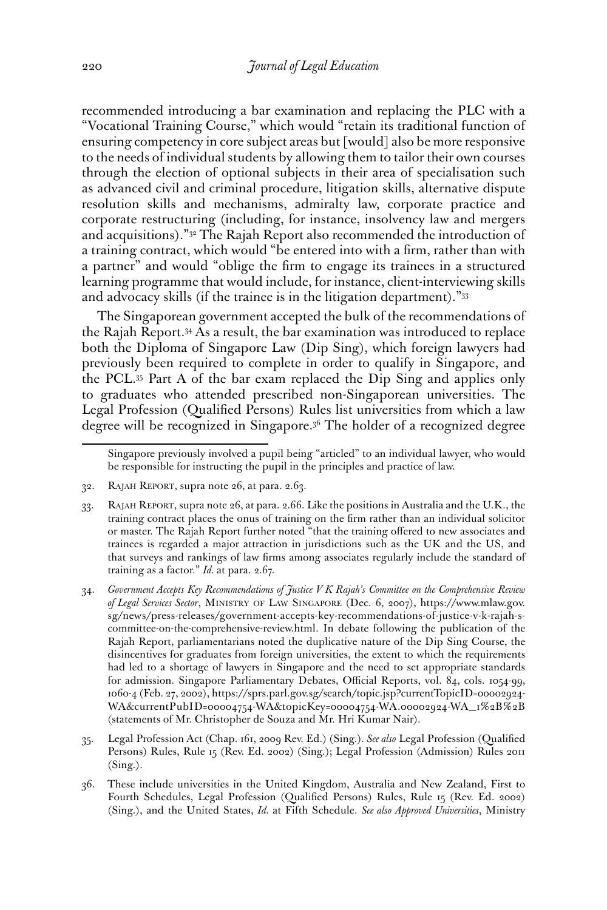recommended introducing a bar examination and replacing the PLC with a "Vocational Training Course," which would "retain its traditional function of ensuring competency in core subject areas but [would] also be more responsive to the needs of individual students by allowing them to tailor their own courses through the election of optional subjects in their area of specialisation such as advanced civil and criminal procedure, litigation skills, alternative dispute resolution skills and mechanisms, admiralty law, corporate practice and corporate restructuring (including, for instance, insolvency law and mergers and acquisitions)."[32] The Rajah Report also recommended the introduction of a training contract, which would "be entered into with a firm, rather than with a partner" and would "oblige the firm to engage its trainees in a structured learning programme that would include, for instance, client-interviewing skills and advocacy skills (if the trainee is in the litigation department)."[33]

The Singaporean government accepted the bulk of the recommendations of the Rajah Report.[34] As a result, the bar examination was introduced to replace both the Diploma of Singapore Law (Dip Sing), which foreign lawyers had previously been required to complete in order to qualify in Singapore, and the PCL.[35] Part A of the bar exam replaced the Dip Sing and applies only to graduates who attended prescribed non-Singaporean universities. The Legal Profession (Qualified Persons) Rules list universities from which a law degree will be recognized in Singapore.[36] The holder of a recognized degree

---

Singapore previously involved a pupil being "articled" to an individual lawyer, who would be responsible for instructing the pupil in the principles and practice of law.

32. Rajah Report, supra note 26, at para. 2.63.

33. Rajah Report, supra note 26, at para. 2.66. Like the positions in Australia and the U.K., the training contract places the onus of training on the firm rather than an individual solicitor or master. The Rajah Report further noted "that the training offered to new associates and trainees is regarded a major attraction in jurisdictions such as the UK and the US, and that surveys and rankings of law firms among associates regularly include the standard of training as a factor." *Id.* at para. 2.67.

34. *Government Accepts Key Recommendations of Justice V K Rajah's Committee on the Comprehensive Review of Legal Services Sector*, Ministry of Law Singapore (Dec. 6, 2007), https://www.mlaw.gov.sg/news/press-releases/government-accepts-key-recommendations-of-justice-v-k-rajah-s-committee-on-the-comprehensive-review.html. In debate following the publication of the Rajah Report, parliamentarians noted the duplicative nature of the Dip Sing Course, the disincentives for graduates from foreign universities, the extent to which the requirements had led to a shortage of lawyers in Singapore and the need to set appropriate standards for admission. Singapore Parliamentary Debates, Official Reports, vol. 84, cols. 1054-99, 1060-4 (Feb. 27, 2002), https://sprs.parl.gov.sg/search/topic.jsp?currentTopicID=00002924-WA&currentPubID=00004754-WA&topicKey=00004754-WA.00002924-WA_1%2B%2B (statements of Mr. Christopher de Souza and Mr. Hri Kumar Nair).

35. Legal Profession Act (Chap. 161, 2009 Rev. Ed.) (Sing.). *See also* Legal Profession (Qualified Persons) Rules, Rule 15 (Rev. Ed. 2002) (Sing.); Legal Profession (Admission) Rules 2011 (Sing.).

36. These include universities in the United Kingdom, Australia and New Zealand, First to Fourth Schedules, Legal Profession (Qualified Persons) Rules, Rule 15 (Rev. Ed. 2002) (Sing.), and the United States, *Id.* at Fifth Schedule. *See also Approved Universities*, Ministry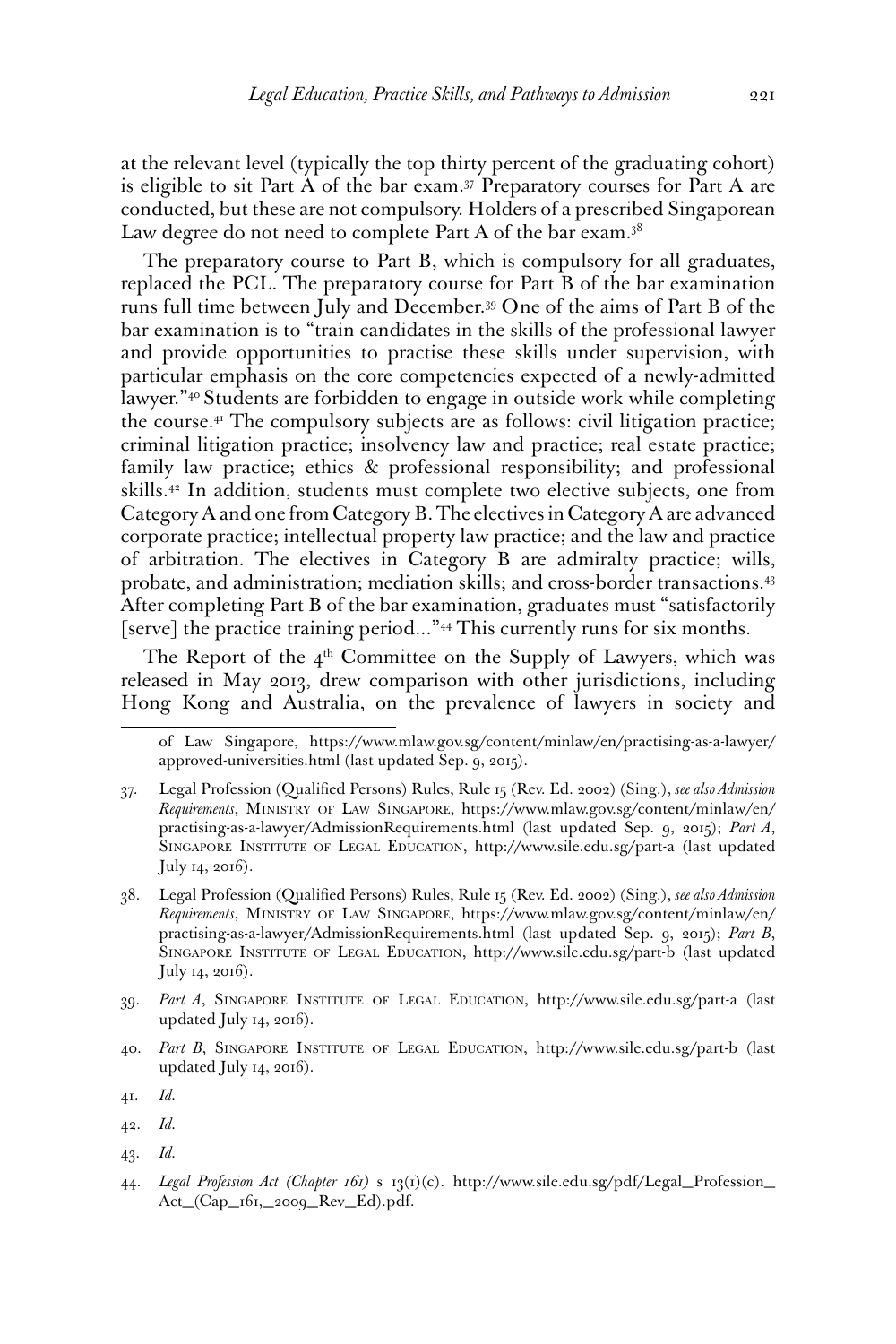at the relevant level (typically the top thirty percent of the graduating cohort) is eligible to sit Part A of the bar exam.[37] Preparatory courses for Part A are conducted, but these are not compulsory. Holders of a prescribed Singaporean Law degree do not need to complete Part A of the bar exam.[38]

The preparatory course to Part B, which is compulsory for all graduates, replaced the PCL. The preparatory course for Part B of the bar examination runs full time between July and December.[39] One of the aims of Part B of the bar examination is to "train candidates in the skills of the professional lawyer and provide opportunities to practise these skills under supervision, with particular emphasis on the core competencies expected of a newly-admitted lawyer."[40] Students are forbidden to engage in outside work while completing the course.[41] The compulsory subjects are as follows: civil litigation practice; criminal litigation practice; insolvency law and practice; real estate practice; family law practice; ethics & professional responsibility; and professional skills.[42] In addition, students must complete two elective subjects, one from Category A and one from Category B. The electives in Category A are advanced corporate practice; intellectual property law practice; and the law and practice of arbitration. The electives in Category B are admiralty practice; wills, probate, and administration; mediation skills; and cross-border transactions.[43] After completing Part B of the bar examination, graduates must "satisfactorily [serve] the practice training period..."[44] This currently runs for six months.

The Report of the 4th Committee on the Supply of Lawyers, which was released in May 2013, drew comparison with other jurisdictions, including Hong Kong and Australia, on the prevalence of lawyers in society and

---

of Law Singapore, https://www.mlaw.gov.sg/content/minlaw/en/practising-as-a-lawyer/approved-universities.html (last updated Sep. 9, 2015).

37. Legal Profession (Qualified Persons) Rules, Rule 15 (Rev. Ed. 2002) (Sing.), *see also Admission Requirements*, Ministry of Law Singapore, https://www.mlaw.gov.sg/content/minlaw/en/practising-as-a-lawyer/AdmissionRequirements.html (last updated Sep. 9, 2015); *Part A*, Singapore Institute of Legal Education, http://www.sile.edu.sg/part-a (last updated July 14, 2016).

38. Legal Profession (Qualified Persons) Rules, Rule 15 (Rev. Ed. 2002) (Sing.), *see also Admission Requirements*, Ministry of Law Singapore, https://www.mlaw.gov.sg/content/minlaw/en/practising-as-a-lawyer/AdmissionRequirements.html (last updated Sep. 9, 2015); *Part B*, Singapore Institute of Legal Education, http://www.sile.edu.sg/part-b (last updated July 14, 2016).

39. *Part A*, Singapore Institute of Legal Education, http://www.sile.edu.sg/part-a (last updated July 14, 2016).

40. *Part B*, Singapore Institute of Legal Education, http://www.sile.edu.sg/part-b (last updated July 14, 2016).

41. *Id.*

42. *Id.*

43. *Id.*

44. *Legal Profession Act (Chapter 161)* s 13(1)(c). http://www.sile.edu.sg/pdf/Legal_Profession_Act_(Cap_161,_2009_Rev_Ed).pdf.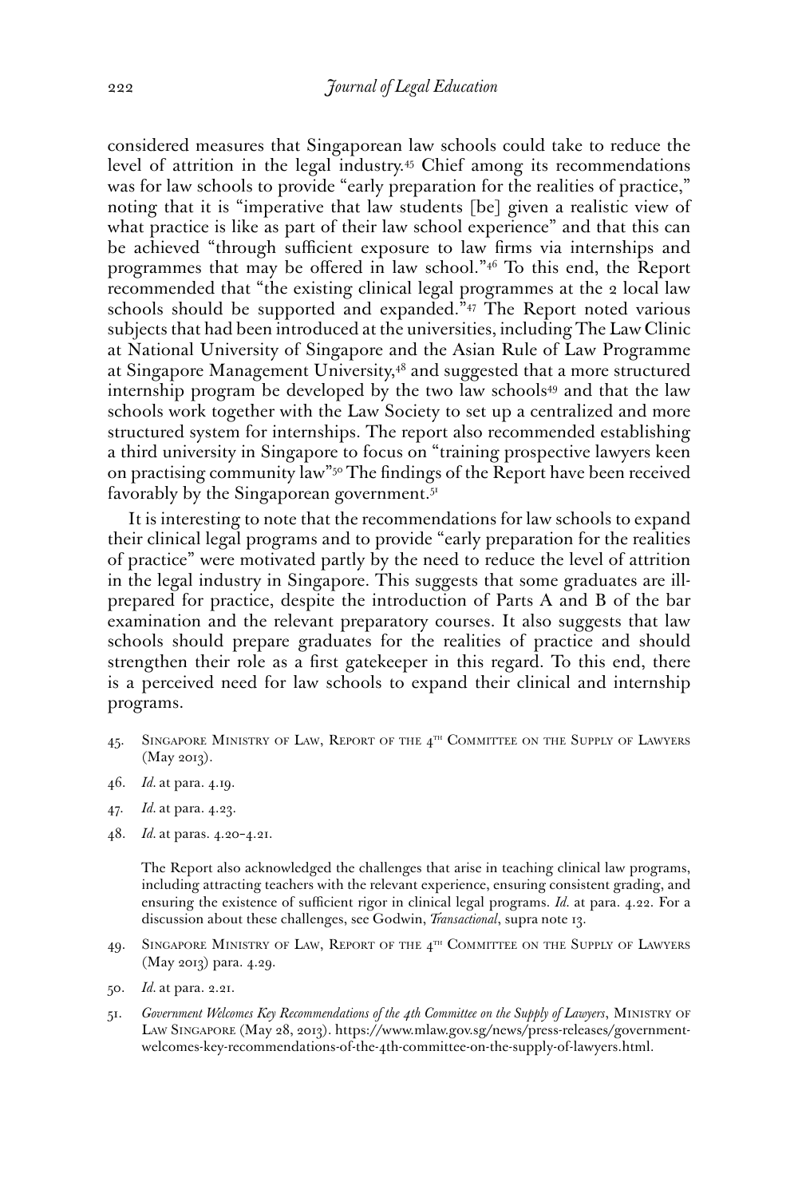considered measures that Singaporean law schools could take to reduce the level of attrition in the legal industry.[45] Chief among its recommendations was for law schools to provide "early preparation for the realities of practice," noting that it is "imperative that law students [be] given a realistic view of what practice is like as part of their law school experience" and that this can be achieved "through sufficient exposure to law firms via internships and programmes that may be offered in law school."[46] To this end, the Report recommended that "the existing clinical legal programmes at the 2 local law schools should be supported and expanded."[47] The Report noted various subjects that had been introduced at the universities, including The Law Clinic at National University of Singapore and the Asian Rule of Law Programme at Singapore Management University,[48] and suggested that a more structured internship program be developed by the two law schools[49] and that the law schools work together with the Law Society to set up a centralized and more structured system for internships. The report also recommended establishing a third university in Singapore to focus on "training prospective lawyers keen on practising community law"[50] The findings of the Report have been received favorably by the Singaporean government.[51]

It is interesting to note that the recommendations for law schools to expand their clinical legal programs and to provide "early preparation for the realities of practice" were motivated partly by the need to reduce the level of attrition in the legal industry in Singapore. This suggests that some graduates are ill-prepared for practice, despite the introduction of Parts A and B of the bar examination and the relevant preparatory courses. It also suggests that law schools should prepare graduates for the realities of practice and should strengthen their role as a first gatekeeper in this regard. To this end, there is a perceived need for law schools to expand their clinical and internship programs.

45. Singapore Ministry of Law, Report of the 4th Committee on the Supply of Lawyers (May 2013).

46. *Id.* at para. 4.19.

47. *Id.* at para. 4.23.

48. *Id.* at paras. 4.20–4.21.

The Report also acknowledged the challenges that arise in teaching clinical law programs, including attracting teachers with the relevant experience, ensuring consistent grading, and ensuring the existence of sufficient rigor in clinical legal programs. *Id.* at para. 4.22. For a discussion about these challenges, see Godwin, *Transactional*, supra note 13.

49. Singapore Ministry of Law, Report of the 4th Committee on the Supply of Lawyers (May 2013) para. 4.29.

50. *Id.* at para. 2.21.

51. *Government Welcomes Key Recommendations of the 4th Committee on the Supply of Lawyers*, Ministry of Law Singapore (May 28, 2013). https://www.mlaw.gov.sg/news/press-releases/government-welcomes-key-recommendations-of-the-4th-committee-on-the-supply-of-lawyers.html.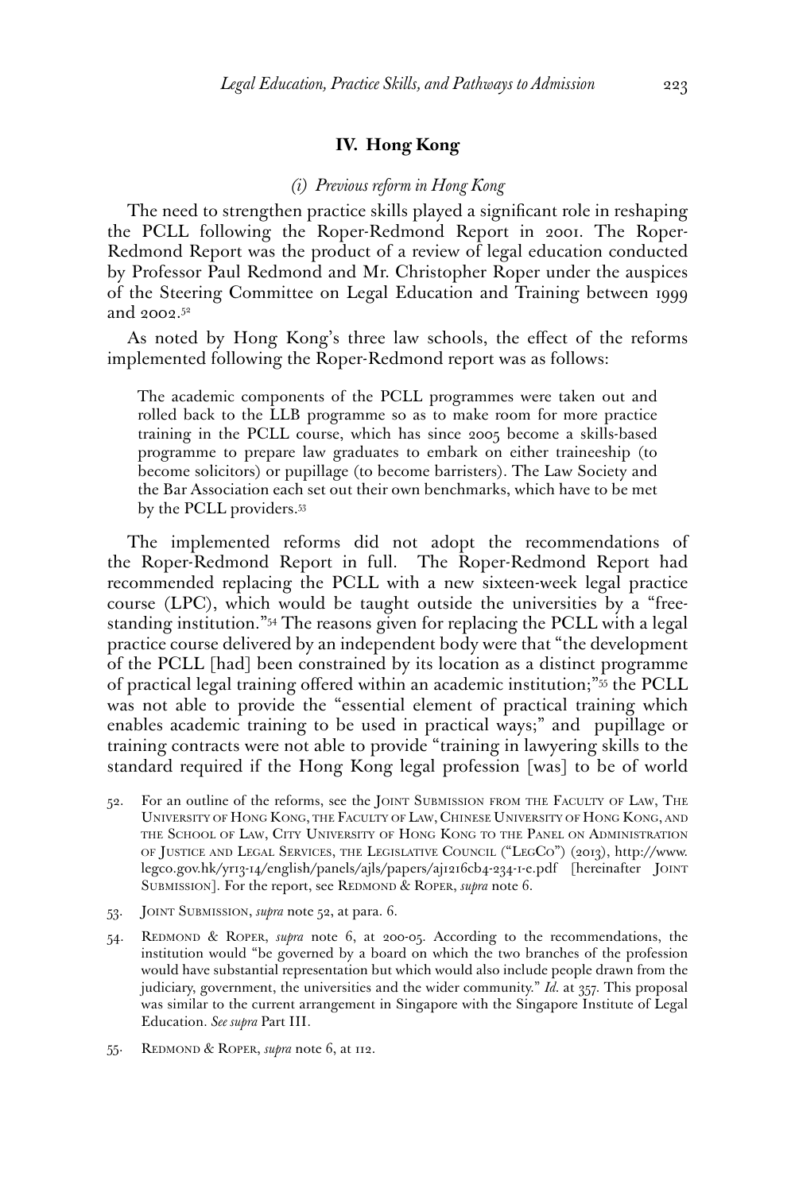## IV. Hong Kong

### *(i) Previous reform in Hong Kong*

The need to strengthen practice skills played a significant role in reshaping the PCLL following the Roper-Redmond Report in 2001. The Roper-Redmond Report was the product of a review of legal education conducted by Professor Paul Redmond and Mr. Christopher Roper under the auspices of the Steering Committee on Legal Education and Training between 1999 and 2002.[52]

As noted by Hong Kong's three law schools, the effect of the reforms implemented following the Roper-Redmond report was as follows:

> The academic components of the PCLL programmes were taken out and rolled back to the LLB programme so as to make room for more practice training in the PCLL course, which has since 2005 become a skills-based programme to prepare law graduates to embark on either traineeship (to become solicitors) or pupillage (to become barristers). The Law Society and the Bar Association each set out their own benchmarks, which have to be met by the PCLL providers.[53]

The implemented reforms did not adopt the recommendations of the Roper-Redmond Report in full. The Roper-Redmond Report had recommended replacing the PCLL with a new sixteen-week legal practice course (LPC), which would be taught outside the universities by a "free-standing institution."[54] The reasons given for replacing the PCLL with a legal practice course delivered by an independent body were that "the development of the PCLL [had] been constrained by its location as a distinct programme of practical legal training offered within an academic institution;"[55] the PCLL was not able to provide the "essential element of practical training which enables academic training to be used in practical ways;" and pupillage or training contracts were not able to provide "training in lawyering skills to the standard required if the Hong Kong legal profession [was] to be of world

52. For an outline of the reforms, see the Joint Submission from the Faculty of Law, The University of Hong Kong, the Faculty of Law, Chinese University of Hong Kong, and the School of Law, City University of Hong Kong to the Panel on Administration of Justice and Legal Services, the Legislative Council ("LegCo") (2013), http://www.legco.gov.hk/yr13-14/english/panels/ajls/papers/aj1216cb4-234-1-e.pdf [hereinafter Joint Submission]. For the report, see Redmond & Roper, *supra* note 6.

53. Joint Submission, *supra* note 52, at para. 6.

54. Redmond & Roper, *supra* note 6, at 200-05. According to the recommendations, the institution would "be governed by a board on which the two branches of the profession would have substantial representation but which would also include people drawn from the judiciary, government, the universities and the wider community." *Id.* at 357. This proposal was similar to the current arrangement in Singapore with the Singapore Institute of Legal Education. *See supra* Part III.

55. Redmond & Roper, *supra* note 6, at 112.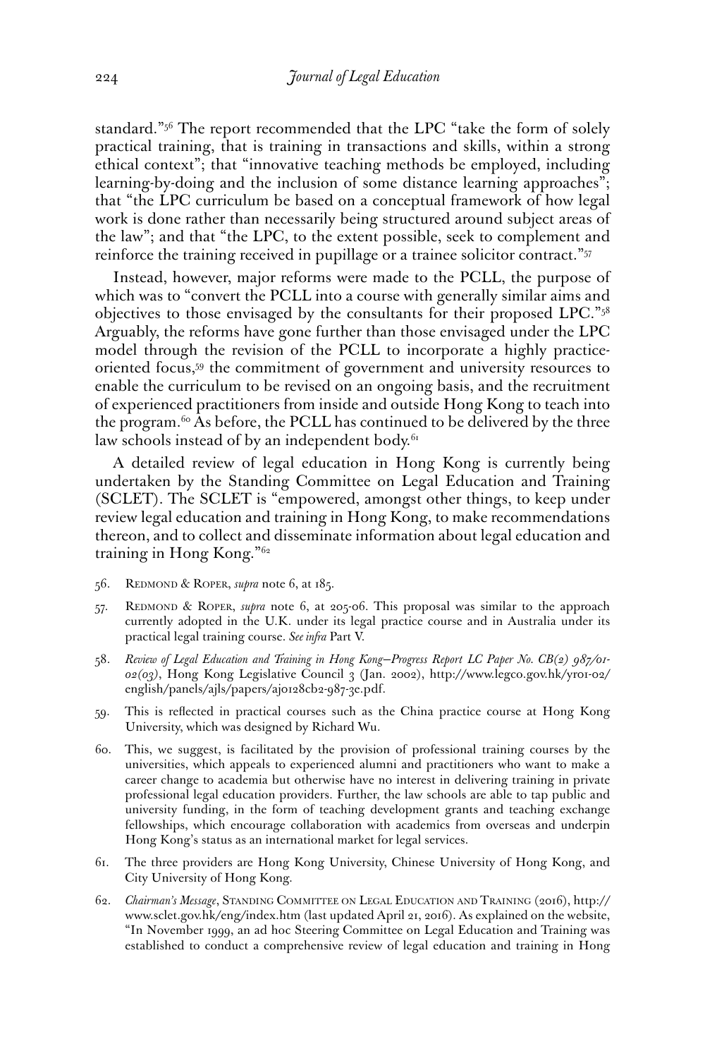standard."[56] The report recommended that the LPC "take the form of solely practical training, that is training in transactions and skills, within a strong ethical context"; that "innovative teaching methods be employed, including learning-by-doing and the inclusion of some distance learning approaches"; that "the LPC curriculum be based on a conceptual framework of how legal work is done rather than necessarily being structured around subject areas of the law"; and that "the LPC, to the extent possible, seek to complement and reinforce the training received in pupillage or a trainee solicitor contract."[57]

Instead, however, major reforms were made to the PCLL, the purpose of which was to "convert the PCLL into a course with generally similar aims and objectives to those envisaged by the consultants for their proposed LPC."[58] Arguably, the reforms have gone further than those envisaged under the LPC model through the revision of the PCLL to incorporate a highly practice-oriented focus,[59] the commitment of government and university resources to enable the curriculum to be revised on an ongoing basis, and the recruitment of experienced practitioners from inside and outside Hong Kong to teach into the program.[60] As before, the PCLL has continued to be delivered by the three law schools instead of by an independent body.[61]

A detailed review of legal education in Hong Kong is currently being undertaken by the Standing Committee on Legal Education and Training (SCLET). The SCLET is "empowered, amongst other things, to keep under review legal education and training in Hong Kong, to make recommendations thereon, and to collect and disseminate information about legal education and training in Hong Kong."[62]

56. Redmond & Roper, *supra* note 6, at 185.

57. Redmond & Roper, *supra* note 6, at 205-06. This proposal was similar to the approach currently adopted in the U.K. under its legal practice course and in Australia under its practical legal training course. *See infra* Part V.

58. *Review of Legal Education and Training in Hong Kong—Progress Report LC Paper No. CB(2) 987/01-02(03)*, Hong Kong Legislative Council 3 (Jan. 2002), http://www.legco.gov.hk/yr01-02/english/panels/ajls/papers/aj0128cb2-987-3e.pdf.

59. This is reflected in practical courses such as the China practice course at Hong Kong University, which was designed by Richard Wu.

60. This, we suggest, is facilitated by the provision of professional training courses by the universities, which appeals to experienced alumni and practitioners who want to make a career change to academia but otherwise have no interest in delivering training in private professional legal education providers. Further, the law schools are able to tap public and university funding, in the form of teaching development grants and teaching exchange fellowships, which encourage collaboration with academics from overseas and underpin Hong Kong's status as an international market for legal services.

61. The three providers are Hong Kong University, Chinese University of Hong Kong, and City University of Hong Kong.

62. *Chairman's Message*, Standing Committee on Legal Education and Training (2016), http://www.sclet.gov.hk/eng/index.htm (last updated April 21, 2016). As explained on the website, "In November 1999, an ad hoc Steering Committee on Legal Education and Training was established to conduct a comprehensive review of legal education and training in Hong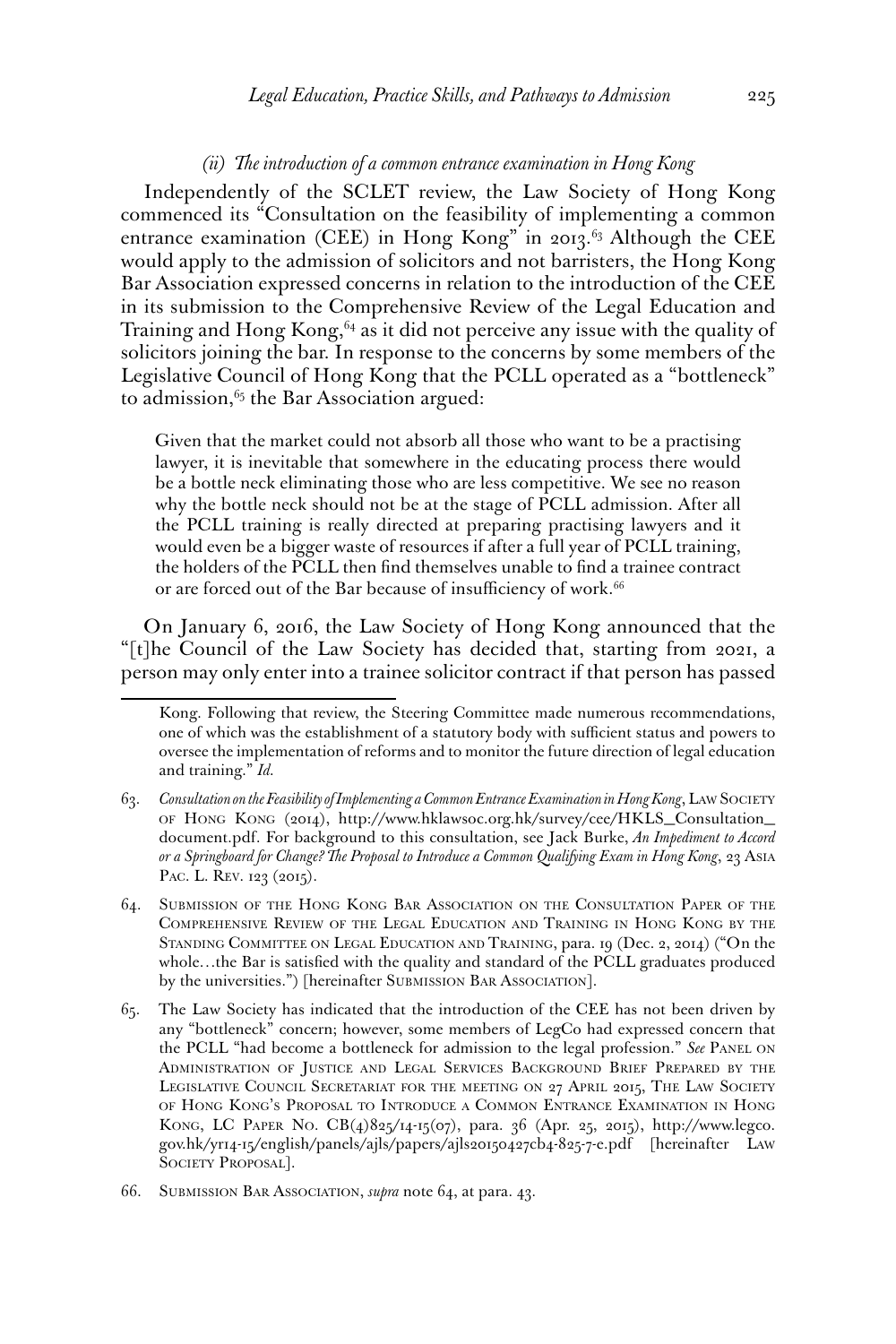### *(ii) The introduction of a common entrance examination in Hong Kong*

Independently of the SCLET review, the Law Society of Hong Kong commenced its "Consultation on the feasibility of implementing a common entrance examination (CEE) in Hong Kong" in 2013.[63] Although the CEE would apply to the admission of solicitors and not barristers, the Hong Kong Bar Association expressed concerns in relation to the introduction of the CEE in its submission to the Comprehensive Review of the Legal Education and Training and Hong Kong,[64] as it did not perceive any issue with the quality of solicitors joining the bar. In response to the concerns by some members of the Legislative Council of Hong Kong that the PCLL operated as a "bottleneck" to admission,[65] the Bar Association argued:

> Given that the market could not absorb all those who want to be a practising lawyer, it is inevitable that somewhere in the educating process there would be a bottle neck eliminating those who are less competitive. We see no reason why the bottle neck should not be at the stage of PCLL admission. After all the PCLL training is really directed at preparing practising lawyers and it would even be a bigger waste of resources if after a full year of PCLL training, the holders of the PCLL then find themselves unable to find a trainee contract or are forced out of the Bar because of insufficiency of work.[66]

On January 6, 2016, the Law Society of Hong Kong announced that the "[t]he Council of the Law Society has decided that, starting from 2021, a person may only enter into a trainee solicitor contract if that person has passed

---

Kong. Following that review, the Steering Committee made numerous recommendations, one of which was the establishment of a statutory body with sufficient status and powers to oversee the implementation of reforms and to monitor the future direction of legal education and training." *Id.*

63. *Consultation on the Feasibility of Implementing a Common Entrance Examination in Hong Kong*, Law Society of Hong Kong (2014), http://www.hklawsoc.org.hk/survey/cee/HKLS_Consultation_document.pdf. For background to this consultation, see Jack Burke, *An Impediment to Accord or a Springboard for Change? The Proposal to Introduce a Common Qualifying Exam in Hong Kong*, 23 Asia Pac. L. Rev. 123 (2015).

64. Submission of the Hong Kong Bar Association on the Consultation Paper of the Comprehensive Review of the Legal Education and Training in Hong Kong by the Standing Committee on Legal Education and Training, para. 19 (Dec. 2, 2014) ("On the whole…the Bar is satisfied with the quality and standard of the PCLL graduates produced by the universities.") [hereinafter Submission Bar Association].

65. The Law Society has indicated that the introduction of the CEE has not been driven by any "bottleneck" concern; however, some members of LegCo had expressed concern that the PCLL "had become a bottleneck for admission to the legal profession." *See* Panel on Administration of Justice and Legal Services Background Brief Prepared by the Legislative Council Secretariat for the meeting on 27 April 2015, The Law Society of Hong Kong's Proposal to Introduce a Common Entrance Examination in Hong Kong, LC Paper No. CB(4)825/14-15(07), para. 36 (Apr. 25, 2015), http://www.legco.gov.hk/yr14-15/english/panels/ajls/papers/ajls20150427cb4-825-7-e.pdf [hereinafter Law Society Proposal].

66. Submission Bar Association, *supra* note 64, at para. 43.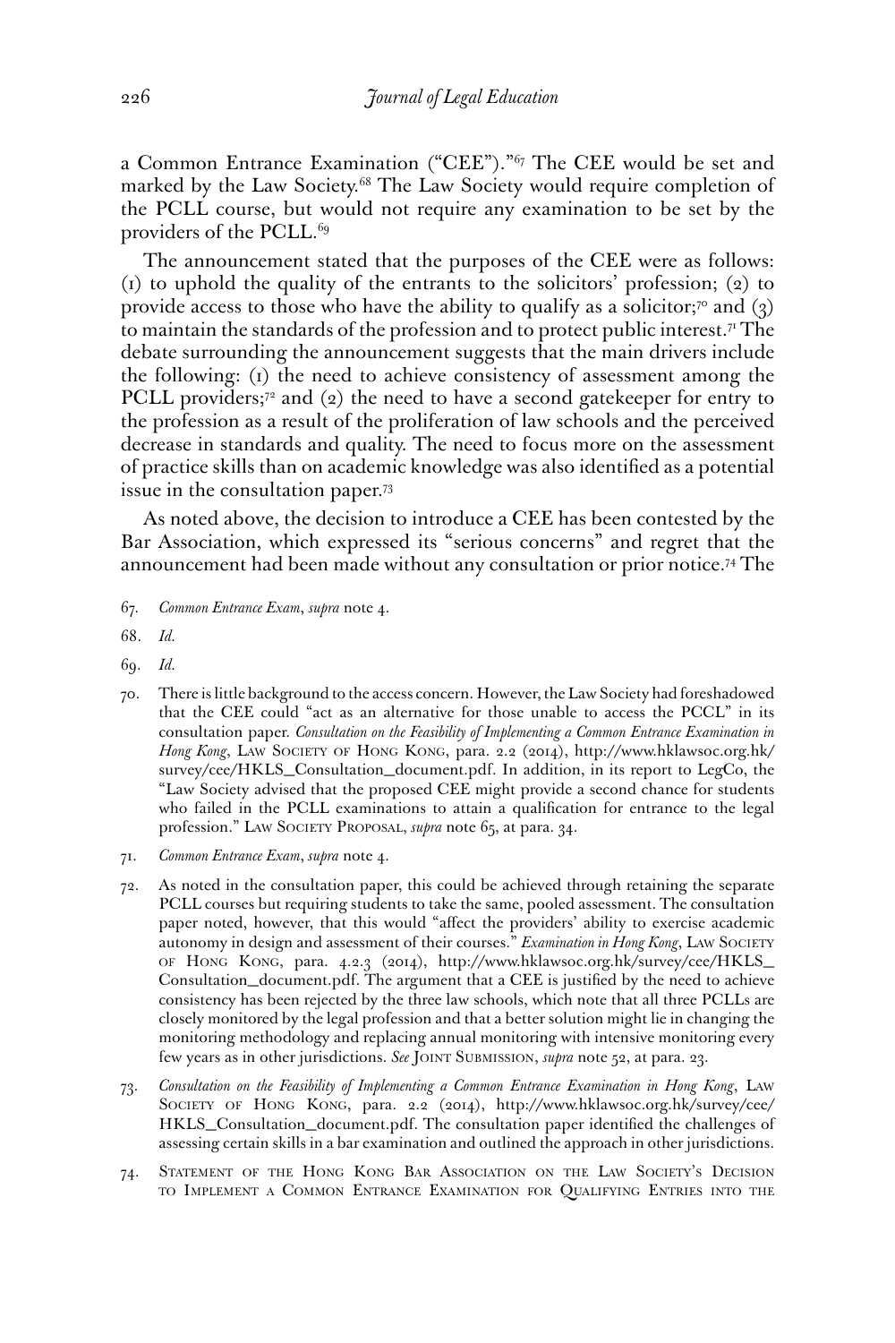a Common Entrance Examination ("CEE")."[67] The CEE would be set and marked by the Law Society.[68] The Law Society would require completion of the PCLL course, but would not require any examination to be set by the providers of the PCLL.[69]

The announcement stated that the purposes of the CEE were as follows: (1) to uphold the quality of the entrants to the solicitors' profession; (2) to provide access to those who have the ability to qualify as a solicitor;[70] and (3) to maintain the standards of the profession and to protect public interest.[71] The debate surrounding the announcement suggests that the main drivers include the following: (1) the need to achieve consistency of assessment among the PCLL providers;[72] and (2) the need to have a second gatekeeper for entry to the profession as a result of the proliferation of law schools and the perceived decrease in standards and quality. The need to focus more on the assessment of practice skills than on academic knowledge was also identified as a potential issue in the consultation paper.[73]

As noted above, the decision to introduce a CEE has been contested by the Bar Association, which expressed its "serious concerns" and regret that the announcement had been made without any consultation or prior notice.[74] The

67. *Common Entrance Exam*, *supra* note 4.

68. *Id.*

69. *Id.*

70. There is little background to the access concern. However, the Law Society had foreshadowed that the CEE could "act as an alternative for those unable to access the PCCL" in its consultation paper. *Consultation on the Feasibility of Implementing a Common Entrance Examination in Hong Kong*, Law Society of Hong Kong, para. 2.2 (2014), http://www.hklawsoc.org.hk/survey/cee/HKLS_Consultation_document.pdf. In addition, in its report to LegCo, the "Law Society advised that the proposed CEE might provide a second chance for students who failed in the PCLL examinations to attain a qualification for entrance to the legal profession." Law Society Proposal, *supra* note 65, at para. 34.

71. *Common Entrance Exam*, *supra* note 4.

72. As noted in the consultation paper, this could be achieved through retaining the separate PCLL courses but requiring students to take the same, pooled assessment. The consultation paper noted, however, that this would "affect the providers' ability to exercise academic autonomy in design and assessment of their courses." *Examination in Hong Kong*, Law Society of Hong Kong, para. 4.2.3 (2014), http://www.hklawsoc.org.hk/survey/cee/HKLS_Consultation_document.pdf. The argument that a CEE is justified by the need to achieve consistency has been rejected by the three law schools, which note that all three PCLLs are closely monitored by the legal profession and that a better solution might lie in changing the monitoring methodology and replacing annual monitoring with intensive monitoring every few years as in other jurisdictions. *See* Joint Submission, *supra* note 52, at para. 23.

73. *Consultation on the Feasibility of Implementing a Common Entrance Examination in Hong Kong*, Law Society of Hong Kong, para. 2.2 (2014), http://www.hklawsoc.org.hk/survey/cee/HKLS_Consultation_document.pdf. The consultation paper identified the challenges of assessing certain skills in a bar examination and outlined the approach in other jurisdictions.

74. Statement of the Hong Kong Bar Association on the Law Society's Decision to Implement a Common Entrance Examination for Qualifying Entries into the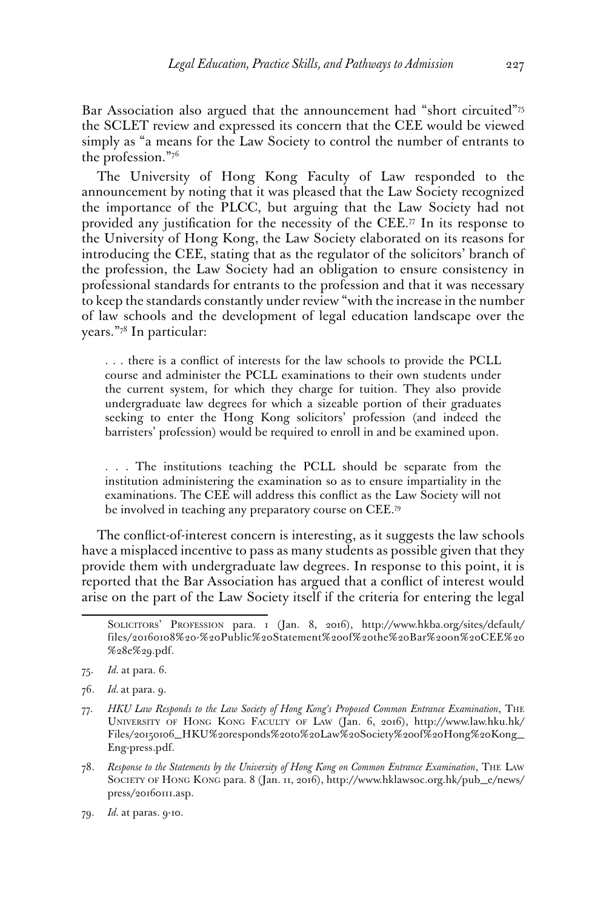Bar Association also argued that the announcement had "short circuited"[75] the SCLET review and expressed its concern that the CEE would be viewed simply as "a means for the Law Society to control the number of entrants to the profession."[76]

The University of Hong Kong Faculty of Law responded to the announcement by noting that it was pleased that the Law Society recognized the importance of the PLCC, but arguing that the Law Society had not provided any justification for the necessity of the CEE.[77] In its response to the University of Hong Kong, the Law Society elaborated on its reasons for introducing the CEE, stating that as the regulator of the solicitors' branch of the profession, the Law Society had an obligation to ensure consistency in professional standards for entrants to the profession and that it was necessary to keep the standards constantly under review "with the increase in the number of law schools and the development of legal education landscape over the years."[78] In particular:

> . . . there is a conflict of interests for the law schools to provide the PCLL course and administer the PCLL examinations to their own students under the current system, for which they charge for tuition. They also provide undergraduate law degrees for which a sizeable portion of their graduates seeking to enter the Hong Kong solicitors' profession (and indeed the barristers' profession) would be required to enroll in and be examined upon.
>
> . . . The institutions teaching the PCLL should be separate from the institution administering the examination so as to ensure impartiality in the examinations. The CEE will address this conflict as the Law Society will not be involved in teaching any preparatory course on CEE.[79]

The conflict-of-interest concern is interesting, as it suggests the law schools have a misplaced incentive to pass as many students as possible given that they provide them with undergraduate law degrees. In response to this point, it is reported that the Bar Association has argued that a conflict of interest would arise on the part of the Law Society itself if the criteria for entering the legal

---

Solicitors' Profession para. 1 (Jan. 8, 2016), http://www.hkba.org/sites/default/files/20160108%20-%20Public%20Statement%20of%20the%20Bar%20on%20CEE%20%28e%29.pdf.

75. *Id.* at para. 6.

76. *Id.* at para. 9.

77. *HKU Law Responds to the Law Society of Hong Kong's Proposed Common Entrance Examination*, The University of Hong Kong Faculty of Law (Jan. 6, 2016), http://www.law.hku.hk/Files/20150106_HKU%20responds%20to%20Law%20Society%20of%20Hong%20Kong_Eng-press.pdf.

78. *Response to the Statements by the University of Hong Kong on Common Entrance Examination*, The Law Society of Hong Kong para. 8 (Jan. 11, 2016), http://www.hklawsoc.org.hk/pub_e/news/press/20160111.asp.

79. *Id.* at paras. 9-10.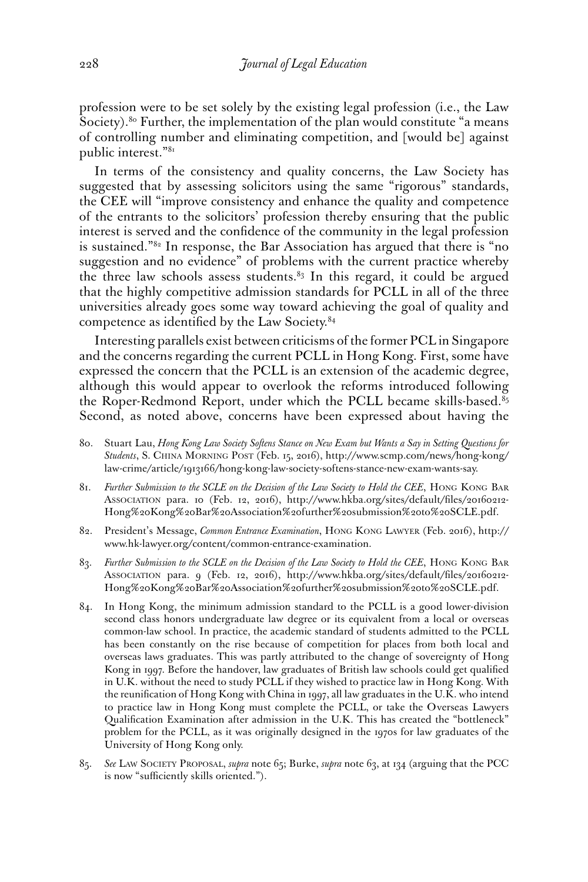profession were to be set solely by the existing legal profession (i.e., the Law Society).[80] Further, the implementation of the plan would constitute "a means of controlling number and eliminating competition, and [would be] against public interest."[81]

In terms of the consistency and quality concerns, the Law Society has suggested that by assessing solicitors using the same "rigorous" standards, the CEE will "improve consistency and enhance the quality and competence of the entrants to the solicitors' profession thereby ensuring that the public interest is served and the confidence of the community in the legal profession is sustained."[82] In response, the Bar Association has argued that there is "no suggestion and no evidence" of problems with the current practice whereby the three law schools assess students.[83] In this regard, it could be argued that the highly competitive admission standards for PCLL in all of the three universities already goes some way toward achieving the goal of quality and competence as identified by the Law Society.[84]

Interesting parallels exist between criticisms of the former PCL in Singapore and the concerns regarding the current PCLL in Hong Kong. First, some have expressed the concern that the PCLL is an extension of the academic degree, although this would appear to overlook the reforms introduced following the Roper-Redmond Report, under which the PCLL became skills-based.[85] Second, as noted above, concerns have been expressed about having the

80. Stuart Lau, *Hong Kong Law Society Softens Stance on New Exam but Wants a Say in Setting Questions for Students*, S. China Morning Post (Feb. 15, 2016), http://www.scmp.com/news/hong-kong/law-crime/article/1913166/hong-kong-law-society-softens-stance-new-exam-wants-say.

81. *Further Submission to the SCLE on the Decision of the Law Society to Hold the CEE*, Hong Kong Bar Association para. 10 (Feb. 12, 2016), http://www.hkba.org/sites/default/files/20160212-Hong%20Kong%20Bar%20Association%20further%20submission%20to%20SCLE.pdf.

82. President's Message, *Common Entrance Examination*, Hong Kong Lawyer (Feb. 2016), http://www.hk-lawyer.org/content/common-entrance-examination.

83. *Further Submission to the SCLE on the Decision of the Law Society to Hold the CEE*, Hong Kong Bar Association para. 9 (Feb. 12, 2016), http://www.hkba.org/sites/default/files/20160212-Hong%20Kong%20Bar%20Association%20further%20submission%20to%20SCLE.pdf.

84. In Hong Kong, the minimum admission standard to the PCLL is a good lower-division second class honors undergraduate law degree or its equivalent from a local or overseas common-law school. In practice, the academic standard of students admitted to the PCLL has been constantly on the rise because of competition for places from both local and overseas laws graduates. This was partly attributed to the change of sovereignty of Hong Kong in 1997. Before the handover, law graduates of British law schools could get qualified in U.K. without the need to study PCLL if they wished to practice law in Hong Kong. With the reunification of Hong Kong with China in 1997, all law graduates in the U.K. who intend to practice law in Hong Kong must complete the PCLL, or take the Overseas Lawyers Qualification Examination after admission in the U.K. This has created the "bottleneck" problem for the PCLL, as it was originally designed in the 1970s for law graduates of the University of Hong Kong only.

85. *See* Law Society Proposal, *supra* note 65; Burke, *supra* note 63, at 134 (arguing that the PCC is now "sufficiently skills oriented.").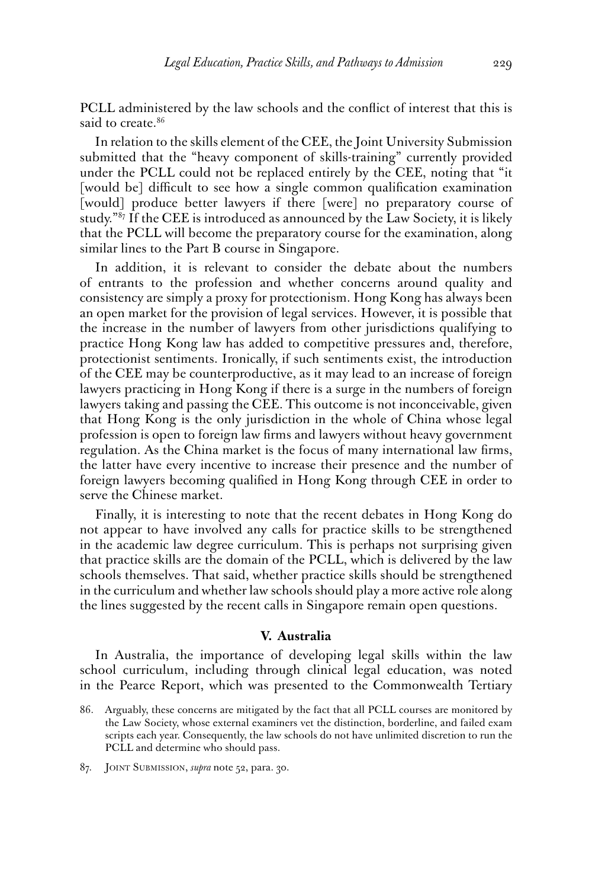PCLL administered by the law schools and the conflict of interest that this is said to create.[86]

In relation to the skills element of the CEE, the Joint University Submission submitted that the "heavy component of skills-training" currently provided under the PCLL could not be replaced entirely by the CEE, noting that "it [would be] difficult to see how a single common qualification examination [would] produce better lawyers if there [were] no preparatory course of study."[87] If the CEE is introduced as announced by the Law Society, it is likely that the PCLL will become the preparatory course for the examination, along similar lines to the Part B course in Singapore.

In addition, it is relevant to consider the debate about the numbers of entrants to the profession and whether concerns around quality and consistency are simply a proxy for protectionism. Hong Kong has always been an open market for the provision of legal services. However, it is possible that the increase in the number of lawyers from other jurisdictions qualifying to practice Hong Kong law has added to competitive pressures and, therefore, protectionist sentiments. Ironically, if such sentiments exist, the introduction of the CEE may be counterproductive, as it may lead to an increase of foreign lawyers practicing in Hong Kong if there is a surge in the numbers of foreign lawyers taking and passing the CEE. This outcome is not inconceivable, given that Hong Kong is the only jurisdiction in the whole of China whose legal profession is open to foreign law firms and lawyers without heavy government regulation. As the China market is the focus of many international law firms, the latter have every incentive to increase their presence and the number of foreign lawyers becoming qualified in Hong Kong through CEE in order to serve the Chinese market.

Finally, it is interesting to note that the recent debates in Hong Kong do not appear to have involved any calls for practice skills to be strengthened in the academic law degree curriculum. This is perhaps not surprising given that practice skills are the domain of the PCLL, which is delivered by the law schools themselves. That said, whether practice skills should be strengthened in the curriculum and whether law schools should play a more active role along the lines suggested by the recent calls in Singapore remain open questions.

## V. Australia

In Australia, the importance of developing legal skills within the law school curriculum, including through clinical legal education, was noted in the Pearce Report, which was presented to the Commonwealth Tertiary

86. Arguably, these concerns are mitigated by the fact that all PCLL courses are monitored by the Law Society, whose external examiners vet the distinction, borderline, and failed exam scripts each year. Consequently, the law schools do not have unlimited discretion to run the PCLL and determine who should pass.

87. Joint Submission, *supra* note 52, para. 30.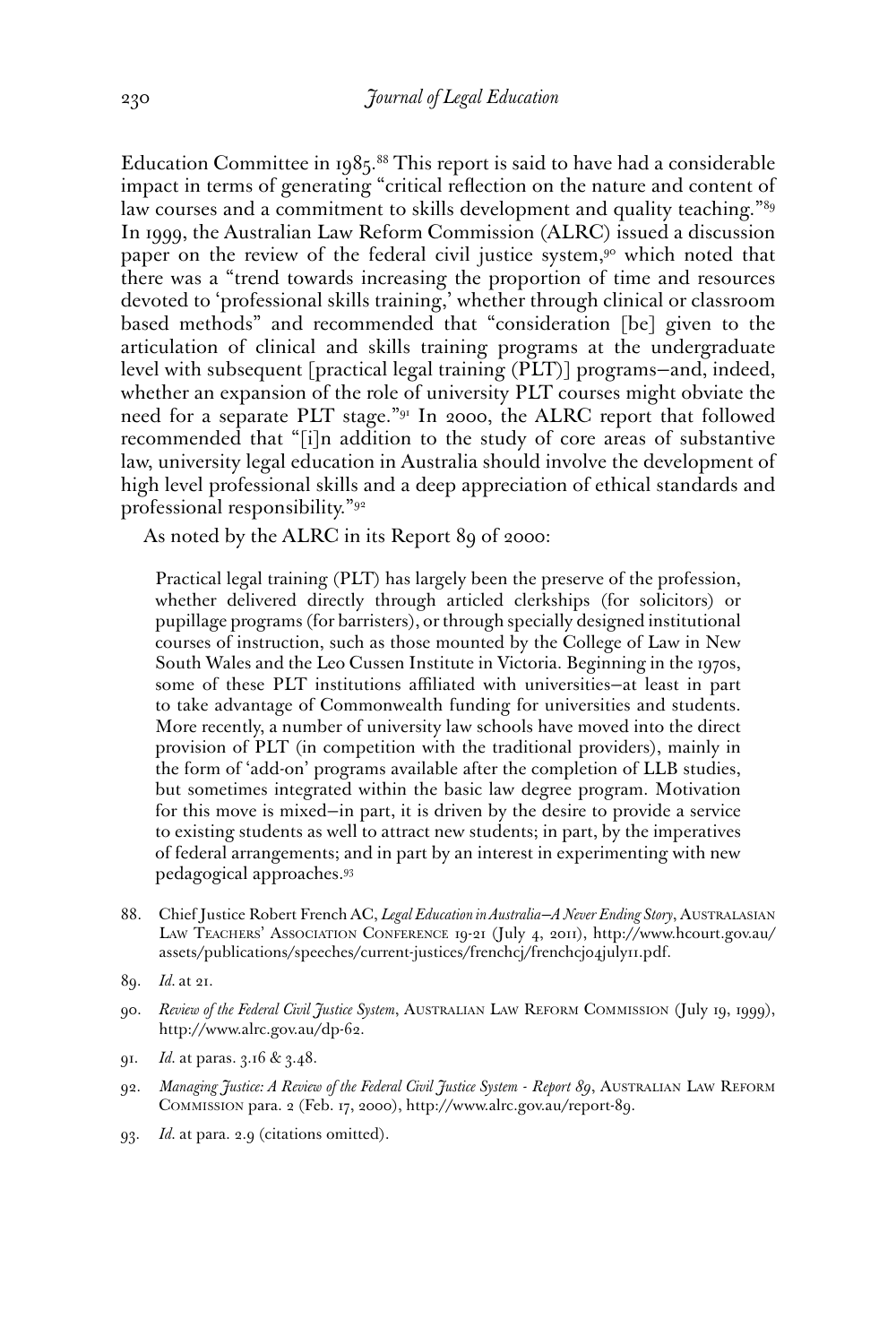Education Committee in 1985.[88] This report is said to have had a considerable impact in terms of generating "critical reflection on the nature and content of law courses and a commitment to skills development and quality teaching."[89] In 1999, the Australian Law Reform Commission (ALRC) issued a discussion paper on the review of the federal civil justice system,[90] which noted that there was a "trend towards increasing the proportion of time and resources devoted to 'professional skills training,' whether through clinical or classroom based methods" and recommended that "consideration [be] given to the articulation of clinical and skills training programs at the undergraduate level with subsequent [practical legal training (PLT)] programs—and, indeed, whether an expansion of the role of university PLT courses might obviate the need for a separate PLT stage."[91] In 2000, the ALRC report that followed recommended that "[i]n addition to the study of core areas of substantive law, university legal education in Australia should involve the development of high level professional skills and a deep appreciation of ethical standards and professional responsibility."[92]

As noted by the ALRC in its Report 89 of 2000:

> Practical legal training (PLT) has largely been the preserve of the profession, whether delivered directly through articled clerkships (for solicitors) or pupillage programs (for barristers), or through specially designed institutional courses of instruction, such as those mounted by the College of Law in New South Wales and the Leo Cussen Institute in Victoria. Beginning in the 1970s, some of these PLT institutions affiliated with universities—at least in part to take advantage of Commonwealth funding for universities and students. More recently, a number of university law schools have moved into the direct provision of PLT (in competition with the traditional providers), mainly in the form of 'add-on' programs available after the completion of LLB studies, but sometimes integrated within the basic law degree program. Motivation for this move is mixed—in part, it is driven by the desire to provide a service to existing students as well to attract new students; in part, by the imperatives of federal arrangements; and in part by an interest in experimenting with new pedagogical approaches.[93]

88. Chief Justice Robert French AC, *Legal Education in Australia—A Never Ending Story*, Australasian Law Teachers' Association Conference 19-21 (July 4, 2011), http://www.hcourt.gov.au/assets/publications/speeches/current-justices/frenchcj/frenchcj04july11.pdf.

89. *Id.* at 21.

90. *Review of the Federal Civil Justice System*, Australian Law Reform Commission (July 19, 1999), http://www.alrc.gov.au/dp-62.

91. *Id.* at paras. 3.16 & 3.48.

92. *Managing Justice: A Review of the Federal Civil Justice System - Report 89*, Australian Law Reform Commission para. 2 (Feb. 17, 2000), http://www.alrc.gov.au/report-89.

93. *Id.* at para. 2.9 (citations omitted).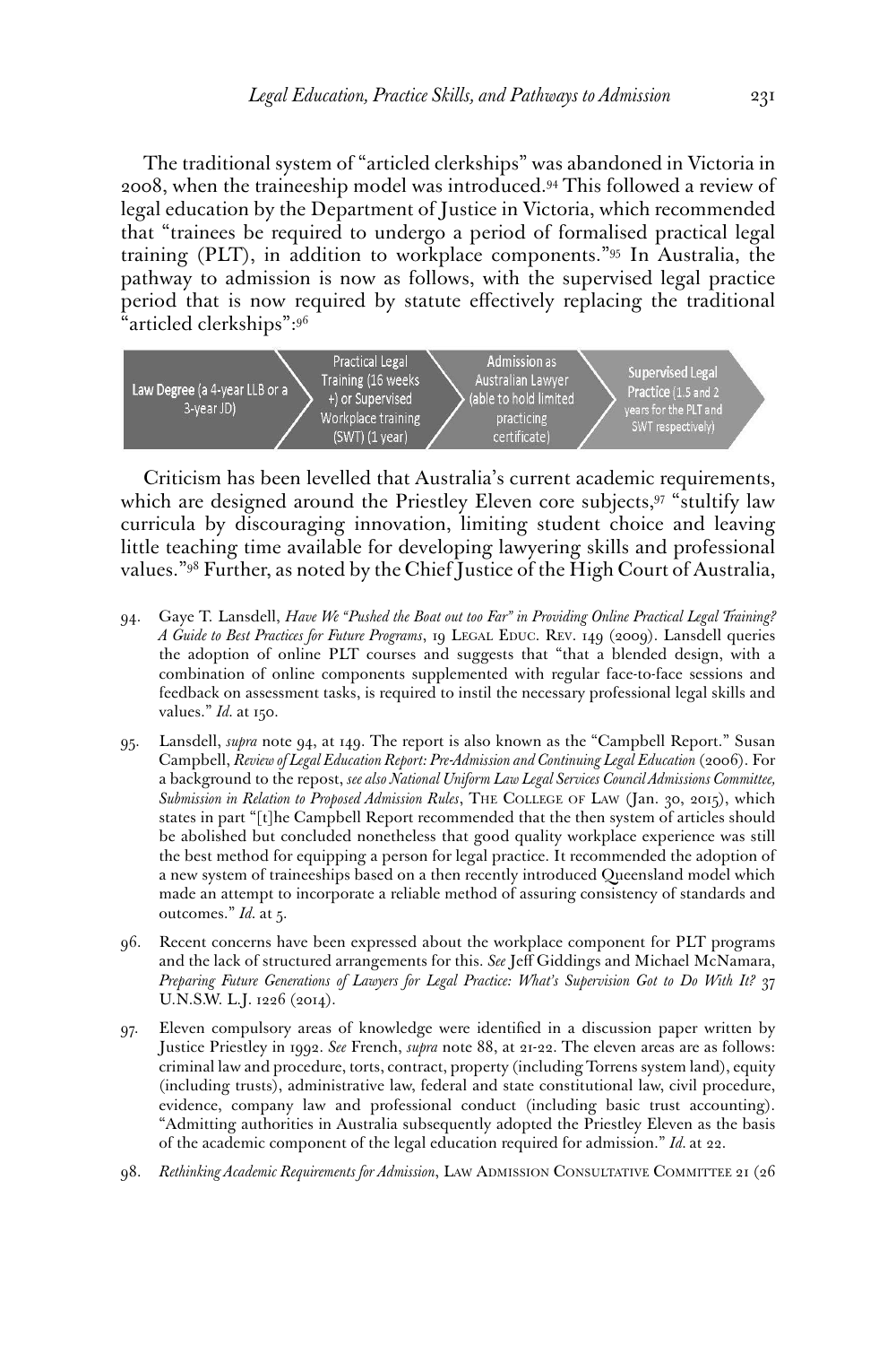The traditional system of "articled clerkships" was abandoned in Victoria in 2008, when the traineeship model was introduced.[94] This followed a review of legal education by the Department of Justice in Victoria, which recommended that "trainees be required to undergo a period of formalised practical legal training (PLT), in addition to workplace components."[95] In Australia, the pathway to admission is now as follows, with the supervised legal practice period that is now required by statute effectively replacing the traditional "articled clerkships":[96]

**Law Degree** (a 4-year LLB or a 3-year JD) → Practical Legal Training (16 weeks +) or Supervised Workplace training (SWT) (1 year) → **Admission as** Australian Lawyer (able to hold limited practicing certificate) → **Supervised Legal Practice** (1.5 and 2 years for the PLT and SWT respectively)

Criticism has been levelled that Australia's current academic requirements, which are designed around the Priestley Eleven core subjects,[97] "stultify law curricula by discouraging innovation, limiting student choice and leaving little teaching time available for developing lawyering skills and professional values."[98] Further, as noted by the Chief Justice of the High Court of Australia,

---

94. Gaye T. Lansdell, *Have We "Pushed the Boat out too Far" in Providing Online Practical Legal Training? A Guide to Best Practices for Future Programs*, 19 Legal Educ. Rev. 149 (2009). Lansdell queries the adoption of online PLT courses and suggests that "that a blended design, with a combination of online components supplemented with regular face-to-face sessions and feedback on assessment tasks, is required to instil the necessary professional legal skills and values." *Id.* at 150.

95. Lansdell, *supra* note 94, at 149. The report is also known as the "Campbell Report." Susan Campbell, *Review of Legal Education Report: Pre-Admission and Continuing Legal Education* (2006). For a background to the repost, *see also National Uniform Law Legal Services Council Admissions Committee, Submission in Relation to Proposed Admission Rules*, The College of Law (Jan. 30, 2015), which states in part "[t]he Campbell Report recommended that the then system of articles should be abolished but concluded nonetheless that good quality workplace experience was still the best method for equipping a person for legal practice. It recommended the adoption of a new system of traineeships based on a then recently introduced Queensland model which made an attempt to incorporate a reliable method of assuring consistency of standards and outcomes." *Id.* at 5.

96. Recent concerns have been expressed about the workplace component for PLT programs and the lack of structured arrangements for this. *See* Jeff Giddings and Michael McNamara, *Preparing Future Generations of Lawyers for Legal Practice: What's Supervision Got to Do With It?* 37 U.N.S.W. L.J. 1226 (2014).

97. Eleven compulsory areas of knowledge were identified in a discussion paper written by Justice Priestley in 1992. *See* French, *supra* note 88, at 21-22. The eleven areas are as follows: criminal law and procedure, torts, contract, property (including Torrens system land), equity (including trusts), administrative law, federal and state constitutional law, civil procedure, evidence, company law and professional conduct (including basic trust accounting). "Admitting authorities in Australia subsequently adopted the Priestley Eleven as the basis of the academic component of the legal education required for admission." *Id.* at 22.

98. *Rethinking Academic Requirements for Admission*, Law Admission Consultative Committee 21 (26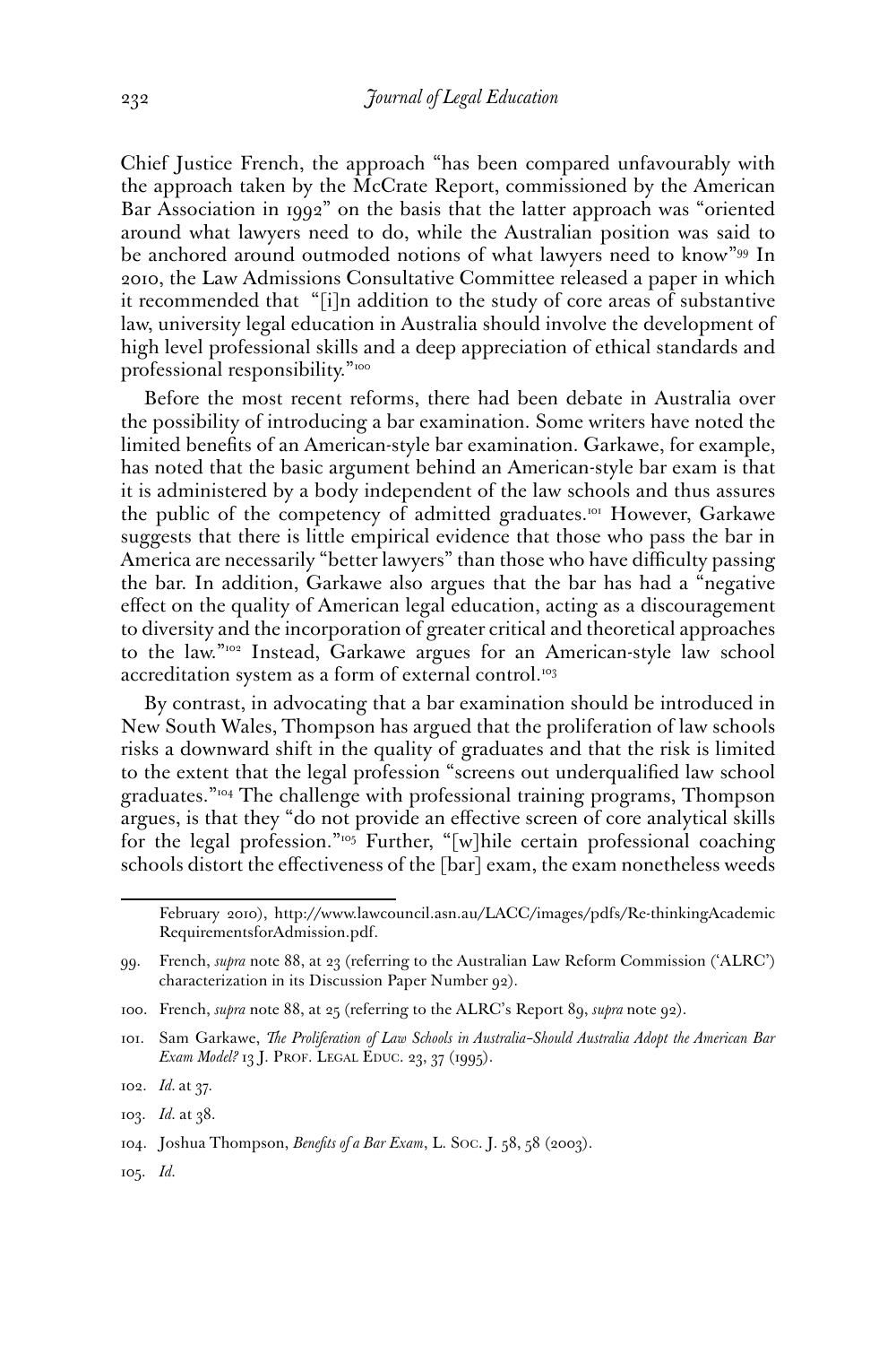Chief Justice French, the approach "has been compared unfavourably with the approach taken by the McCrate Report, commissioned by the American Bar Association in 1992" on the basis that the latter approach was "oriented around what lawyers need to do, while the Australian position was said to be anchored around outmoded notions of what lawyers need to know"[99] In 2010, the Law Admissions Consultative Committee released a paper in which it recommended that "[i]n addition to the study of core areas of substantive law, university legal education in Australia should involve the development of high level professional skills and a deep appreciation of ethical standards and professional responsibility."[100]

Before the most recent reforms, there had been debate in Australia over the possibility of introducing a bar examination. Some writers have noted the limited benefits of an American-style bar examination. Garkawe, for example, has noted that the basic argument behind an American-style bar exam is that it is administered by a body independent of the law schools and thus assures the public of the competency of admitted graduates.[101] However, Garkawe suggests that there is little empirical evidence that those who pass the bar in America are necessarily "better lawyers" than those who have difficulty passing the bar. In addition, Garkawe also argues that the bar has had a "negative effect on the quality of American legal education, acting as a discouragement to diversity and the incorporation of greater critical and theoretical approaches to the law."[102] Instead, Garkawe argues for an American-style law school accreditation system as a form of external control.[103]

By contrast, in advocating that a bar examination should be introduced in New South Wales, Thompson has argued that the proliferation of law schools risks a downward shift in the quality of graduates and that the risk is limited to the extent that the legal profession "screens out underqualified law school graduates."[104] The challenge with professional training programs, Thompson argues, is that they "do not provide an effective screen of core analytical skills for the legal profession."[105] Further, "[w]hile certain professional coaching schools distort the effectiveness of the [bar] exam, the exam nonetheless weeds

---

February 2010), http://www.lawcouncil.asn.au/LACC/images/pdfs/Re-thinkingAcademicRequirementsforAdmission.pdf.

99. French, *supra* note 88, at 23 (referring to the Australian Law Reform Commission ('ALRC') characterization in its Discussion Paper Number 92).

100. French, *supra* note 88, at 25 (referring to the ALRC's Report 89, *supra* note 92).

101. Sam Garkawe, *The Proliferation of Law Schools in Australia–Should Australia Adopt the American Bar Exam Model?* 13 J. Prof. Legal Educ. 23, 37 (1995).

102. *Id.* at 37.

103. *Id.* at 38.

104. Joshua Thompson, *Benefits of a Bar Exam*, L. Soc. J. 58, 58 (2003).

105. *Id.*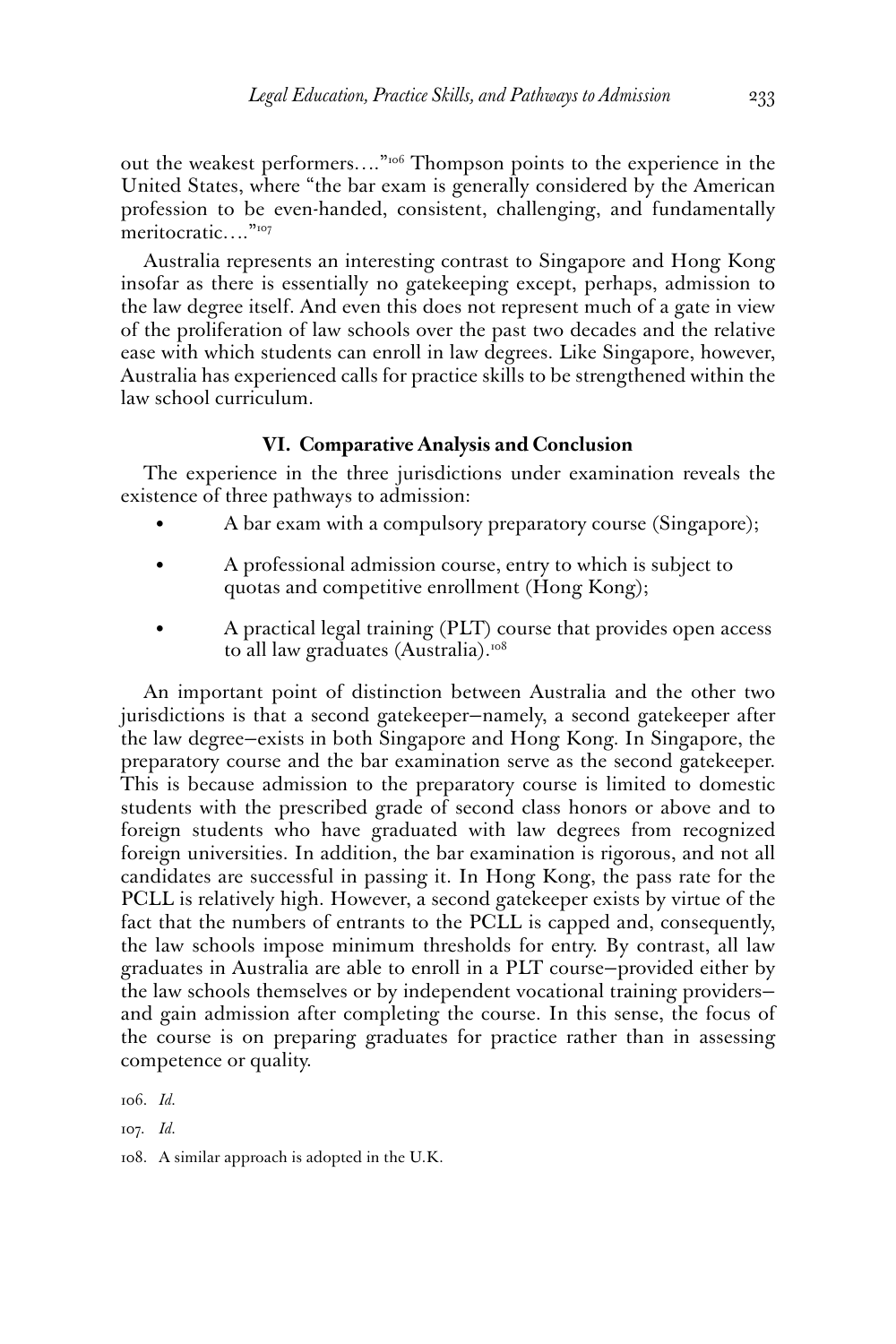out the weakest performers…."[106] Thompson points to the experience in the United States, where "the bar exam is generally considered by the American profession to be even-handed, consistent, challenging, and fundamentally meritocratic…."[107]

Australia represents an interesting contrast to Singapore and Hong Kong insofar as there is essentially no gatekeeping except, perhaps, admission to the law degree itself. And even this does not represent much of a gate in view of the proliferation of law schools over the past two decades and the relative ease with which students can enroll in law degrees. Like Singapore, however, Australia has experienced calls for practice skills to be strengthened within the law school curriculum.

## VI. Comparative Analysis and Conclusion

The experience in the three jurisdictions under examination reveals the existence of three pathways to admission:

- A bar exam with a compulsory preparatory course (Singapore);
- A professional admission course, entry to which is subject to quotas and competitive enrollment (Hong Kong);
- A practical legal training (PLT) course that provides open access to all law graduates (Australia).[108]

An important point of distinction between Australia and the other two jurisdictions is that a second gatekeeper—namely, a second gatekeeper after the law degree—exists in both Singapore and Hong Kong. In Singapore, the preparatory course and the bar examination serve as the second gatekeeper. This is because admission to the preparatory course is limited to domestic students with the prescribed grade of second class honors or above and to foreign students who have graduated with law degrees from recognized foreign universities. In addition, the bar examination is rigorous, and not all candidates are successful in passing it. In Hong Kong, the pass rate for the PCLL is relatively high. However, a second gatekeeper exists by virtue of the fact that the numbers of entrants to the PCLL is capped and, consequently, the law schools impose minimum thresholds for entry. By contrast, all law graduates in Australia are able to enroll in a PLT course—provided either by the law schools themselves or by independent vocational training providers—and gain admission after completing the course. In this sense, the focus of the course is on preparing graduates for practice rather than in assessing competence or quality.

106. *Id.*

107. *Id.*

108. A similar approach is adopted in the U.K.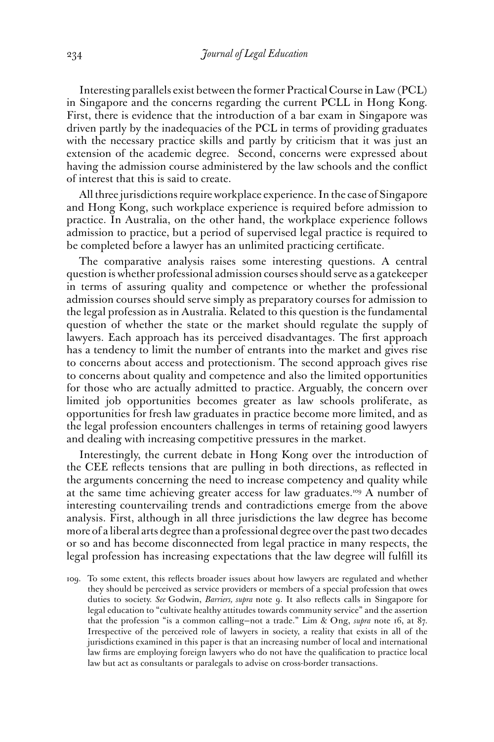Interesting parallels exist between the former Practical Course in Law (PCL) in Singapore and the concerns regarding the current PCLL in Hong Kong. First, there is evidence that the introduction of a bar exam in Singapore was driven partly by the inadequacies of the PCL in terms of providing graduates with the necessary practice skills and partly by criticism that it was just an extension of the academic degree. Second, concerns were expressed about having the admission course administered by the law schools and the conflict of interest that this is said to create.

All three jurisdictions require workplace experience. In the case of Singapore and Hong Kong, such workplace experience is required before admission to practice. In Australia, on the other hand, the workplace experience follows admission to practice, but a period of supervised legal practice is required to be completed before a lawyer has an unlimited practicing certificate.

The comparative analysis raises some interesting questions. A central question is whether professional admission courses should serve as a gatekeeper in terms of assuring quality and competence or whether the professional admission courses should serve simply as preparatory courses for admission to the legal profession as in Australia. Related to this question is the fundamental question of whether the state or the market should regulate the supply of lawyers. Each approach has its perceived disadvantages. The first approach has a tendency to limit the number of entrants into the market and gives rise to concerns about access and protectionism. The second approach gives rise to concerns about quality and competence and also the limited opportunities for those who are actually admitted to practice. Arguably, the concern over limited job opportunities becomes greater as law schools proliferate, as opportunities for fresh law graduates in practice become more limited, and as the legal profession encounters challenges in terms of retaining good lawyers and dealing with increasing competitive pressures in the market.

Interestingly, the current debate in Hong Kong over the introduction of the CEE reflects tensions that are pulling in both directions, as reflected in the arguments concerning the need to increase competency and quality while at the same time achieving greater access for law graduates.[109] A number of interesting countervailing trends and contradictions emerge from the above analysis. First, although in all three jurisdictions the law degree has become more of a liberal arts degree than a professional degree over the past two decades or so and has become disconnected from legal practice in many respects, the legal profession has increasing expectations that the law degree will fulfill its

109. To some extent, this reflects broader issues about how lawyers are regulated and whether they should be perceived as service providers or members of a special profession that owes duties to society. *See* Godwin, *Barriers, supra* note 9. It also reflects calls in Singapore for legal education to "cultivate healthy attitudes towards community service" and the assertion that the profession "is a common calling—not a trade." Lim & Ong, *supra* note 16, at 87. Irrespective of the perceived role of lawyers in society, a reality that exists in all of the jurisdictions examined in this paper is that an increasing number of local and international law firms are employing foreign lawyers who do not have the qualification to practice local law but act as consultants or paralegals to advise on cross-border transactions.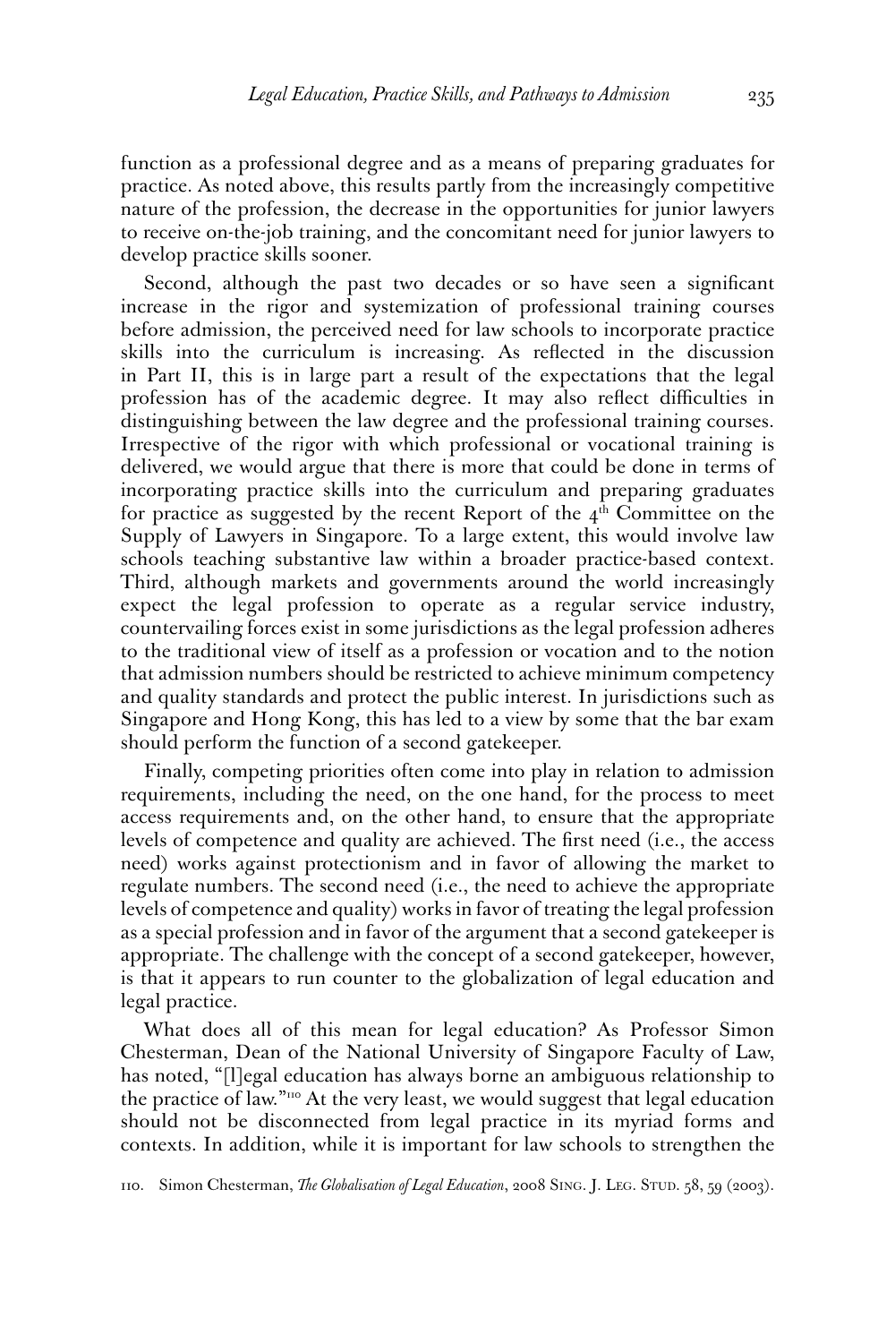function as a professional degree and as a means of preparing graduates for practice. As noted above, this results partly from the increasingly competitive nature of the profession, the decrease in the opportunities for junior lawyers to receive on-the-job training, and the concomitant need for junior lawyers to develop practice skills sooner.

Second, although the past two decades or so have seen a significant increase in the rigor and systemization of professional training courses before admission, the perceived need for law schools to incorporate practice skills into the curriculum is increasing. As reflected in the discussion in Part II, this is in large part a result of the expectations that the legal profession has of the academic degree. It may also reflect difficulties in distinguishing between the law degree and the professional training courses. Irrespective of the rigor with which professional or vocational training is delivered, we would argue that there is more that could be done in terms of incorporating practice skills into the curriculum and preparing graduates for practice as suggested by the recent Report of the 4th Committee on the Supply of Lawyers in Singapore. To a large extent, this would involve law schools teaching substantive law within a broader practice-based context. Third, although markets and governments around the world increasingly expect the legal profession to operate as a regular service industry, countervailing forces exist in some jurisdictions as the legal profession adheres to the traditional view of itself as a profession or vocation and to the notion that admission numbers should be restricted to achieve minimum competency and quality standards and protect the public interest. In jurisdictions such as Singapore and Hong Kong, this has led to a view by some that the bar exam should perform the function of a second gatekeeper.

Finally, competing priorities often come into play in relation to admission requirements, including the need, on the one hand, for the process to meet access requirements and, on the other hand, to ensure that the appropriate levels of competence and quality are achieved. The first need (i.e., the access need) works against protectionism and in favor of allowing the market to regulate numbers. The second need (i.e., the need to achieve the appropriate levels of competence and quality) works in favor of treating the legal profession as a special profession and in favor of the argument that a second gatekeeper is appropriate. The challenge with the concept of a second gatekeeper, however, is that it appears to run counter to the globalization of legal education and legal practice.

What does all of this mean for legal education? As Professor Simon Chesterman, Dean of the National University of Singapore Faculty of Law, has noted, "[l]egal education has always borne an ambiguous relationship to the practice of law."[110] At the very least, we would suggest that legal education should not be disconnected from legal practice in its myriad forms and contexts. In addition, while it is important for law schools to strengthen the

110. Simon Chesterman, *The Globalisation of Legal Education*, 2008 Sing. J. Leg. Stud. 58, 59 (2003).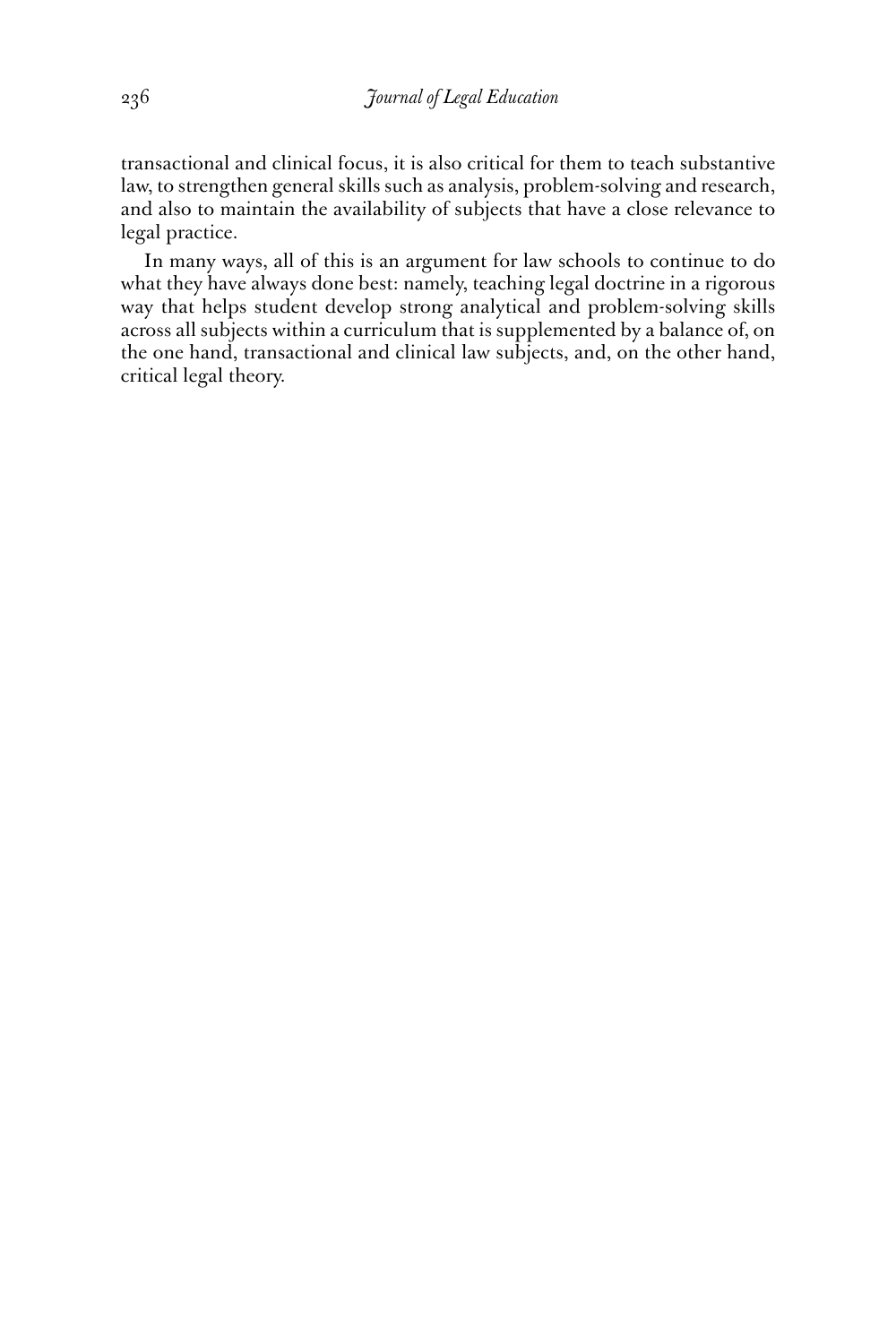transactional and clinical focus, it is also critical for them to teach substantive law, to strengthen general skills such as analysis, problem-solving and research, and also to maintain the availability of subjects that have a close relevance to legal practice.

In many ways, all of this is an argument for law schools to continue to do what they have always done best: namely, teaching legal doctrine in a rigorous way that helps student develop strong analytical and problem-solving skills across all subjects within a curriculum that is supplemented by a balance of, on the one hand, transactional and clinical law subjects, and, on the other hand, critical legal theory.